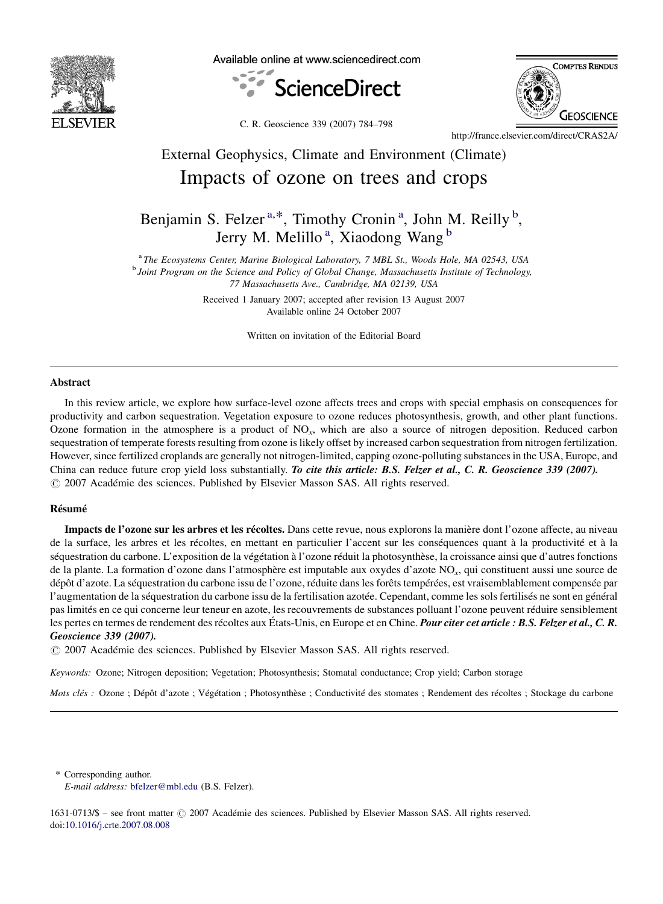External Geophysics, Climate and Environment (Climate)

# Impacts of ozone on trees and crops

Benjamin S. Felzer [a,*], Timothy Cronin [a], John M. Reilly [b], Jerry M. Melillo [a], Xiaodong Wang [b]

[a] *The Ecosystems Center, Marine Biological Laboratory, 7 MBL St., Woods Hole, MA 02543, USA*

[b] *Joint Program on the Science and Policy of Global Change, Massachusetts Institute of Technology, 77 Massachusetts Ave., Cambridge, MA 02139, USA*

Received 1 January 2007; accepted after revision 13 August 2007

Available online 24 October 2007

Written on invitation of the Editorial Board

## Abstract

In this review article, we explore how surface-level ozone affects trees and crops with special emphasis on consequences for productivity and carbon sequestration. Vegetation exposure to ozone reduces photosynthesis, growth, and other plant functions. Ozone formation in the atmosphere is a product of $NO_x$, which are also a source of nitrogen deposition. Reduced carbon sequestration of temperate forests resulting from ozone is likely offset by increased carbon sequestration from nitrogen fertilization. However, since fertilized croplands are generally not nitrogen-limited, capping ozone-polluting substances in the USA, Europe, and China can reduce future crop yield loss substantially. ***To cite this article: B.S. Felzer et al., C. R. Geoscience 339 (2007).***

© 2007 Académie des sciences. Published by Elsevier Masson SAS. All rights reserved.

## Résumé

**Impacts de l'ozone sur les arbres et les récoltes.** Dans cette revue, nous explorons la manière dont l'ozone affecte, au niveau de la surface, les arbres et les récoltes, en mettant en particulier l'accent sur les conséquences quant à la productivité et à la séquestration du carbone. L'exposition de la végétation à l'ozone réduit la photosynthèse, la croissance ainsi que d'autres fonctions de la plante. La formation d'ozone dans l'atmosphère est imputable aux oxydes d'azote $NO_x$, qui constituent aussi une source de dépôt d'azote. La séquestration du carbone issu de l'ozone, réduite dans les forêts tempérées, est vraisemblablement compensée par l'augmentation de la séquestration du carbone issu de la fertilisation azotée. Cependant, comme les sols fertilisés ne sont en général pas limités en ce qui concerne leur teneur en azote, les recouvrements de substances polluant l'ozone peuvent réduire sensiblement les pertes en termes de rendement des récoltes aux États-Unis, en Europe et en Chine. ***Pour citer cet article : B.S. Felzer et al., C. R. Geoscience 339 (2007).***

© 2007 Académie des sciences. Published by Elsevier Masson SAS. All rights reserved.

*Keywords:* Ozone; Nitrogen deposition; Vegetation; Photosynthesis; Stomatal conductance; Crop yield; Carbon storage

*Mots clés :* Ozone ; Dépôt d'azote ; Végétation ; Photosynthèse ; Conductivité des stomates ; Rendement des récoltes ; Stockage du carbone

\* Corresponding author.
*E-mail address:* bfelzer@mbl.edu (B.S. Felzer).

1631-0713/$ – see front matter © 2007 Académie des sciences. Published by Elsevier Masson SAS. All rights reserved.
doi:10.1016/j.crte.2007.08.008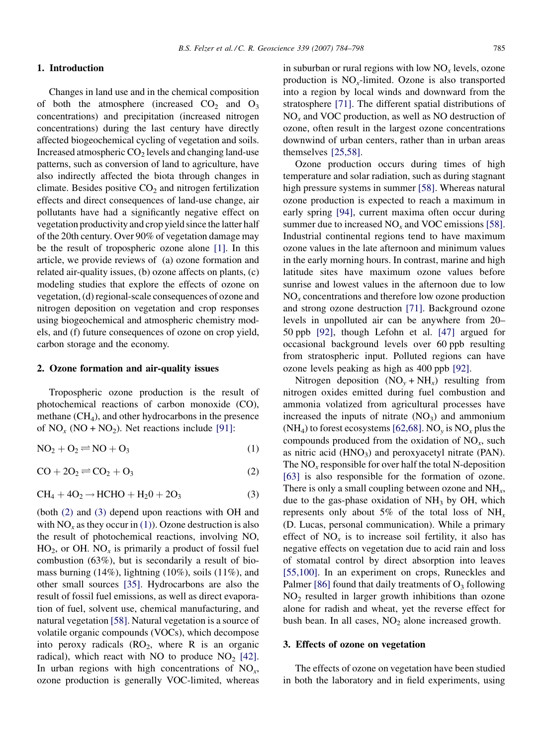## 1. Introduction

Changes in land use and in the chemical composition of both the atmosphere (increased $CO_2$ and $O_3$ concentrations) and precipitation (increased nitrogen concentrations) during the last century have directly affected biogeochemical cycling of vegetation and soils. Increased atmospheric $CO_2$ levels and changing land-use patterns, such as conversion of land to agriculture, have also indirectly affected the biota through changes in climate. Besides positive $CO_2$ and nitrogen fertilization effects and direct consequences of land-use change, air pollutants have had a significantly negative effect on vegetation productivity and crop yield since the latter half of the 20th century. Over 90% of vegetation damage may be the result of tropospheric ozone alone [1]. In this article, we provide reviews of (a) ozone formation and related air-quality issues, (b) ozone affects on plants, (c) modeling studies that explore the effects of ozone on vegetation, (d) regional-scale consequences of ozone and nitrogen deposition on vegetation and crop responses using biogeochemical and atmospheric chemistry models, and (f) future consequences of ozone on crop yield, carbon storage and the economy.

## 2. Ozone formation and air-quality issues

Tropospheric ozone production is the result of photochemical reactions of carbon monoxide (CO), methane ($CH_4$), and other hydrocarbons in the presence of $NO_x$ ($NO + NO_2$). Net reactions include [91]:

$$NO_2 + O_2 \rightleftharpoons NO + O_3 \quad (1)$$

$$CO + 2O_2 \rightleftharpoons CO_2 + O_3 \quad (2)$$

$$CH_4 + 4O_2 \rightarrow HCHO + H_20 + 2O_3 \quad (3)$$

(both (2) and (3) depend upon reactions with OH and with $NO_x$ as they occur in (1)). Ozone destruction is also the result of photochemical reactions, involving NO, $HO_2$, or OH. $NO_x$ is primarily a product of fossil fuel combustion (63%), but is secondarily a result of biomass burning (14%), lightning (10%), soils (11%), and other small sources [35]. Hydrocarbons are also the result of fossil fuel emissions, as well as direct evaporation of fuel, solvent use, chemical manufacturing, and natural vegetation [58]. Natural vegetation is a source of volatile organic compounds (VOCs), which decompose into peroxy radicals ($RO_2$, where R is an organic radical), which react with NO to produce $NO_2$ [42]. In urban regions with high concentrations of $NO_x$, ozone production is generally VOC-limited, whereas in suburban or rural regions with low $NO_x$ levels, ozone production is $NO_x$-limited. Ozone is also transported into a region by local winds and downward from the stratosphere [71]. The different spatial distributions of $NO_x$ and VOC production, as well as NO destruction of ozone, often result in the largest ozone concentrations downwind of urban centers, rather than in urban areas themselves [25,58].

Ozone production occurs during times of high temperature and solar radiation, such as during stagnant high pressure systems in summer [58]. Whereas natural ozone production is expected to reach a maximum in early spring [94], current maxima often occur during summer due to increased $NO_x$ and VOC emissions [58]. Industrial continental regions tend to have maximum ozone values in the late afternoon and minimum values in the early morning hours. In contrast, marine and high latitude sites have maximum ozone values before sunrise and lowest values in the afternoon due to low $NO_x$ concentrations and therefore low ozone production and strong ozone destruction [71]. Background ozone levels in unpolluted air can be anywhere from 20–50 ppb [92], though Lefohn et al. [47] argued for occasional background levels over 60 ppb resulting from stratospheric input. Polluted regions can have ozone levels peaking as high as 400 ppb [92].

Nitrogen deposition ($NO_y + NH_x$) resulting from nitrogen oxides emitted during fuel combustion and ammonia volatized from agricultural processes have increased the inputs of nitrate ($NO_3$) and ammonium ($NH_4$) to forest ecosystems [62,68]. $NO_y$ is $NO_x$ plus the compounds produced from the oxidation of $NO_x$, such as nitric acid ($HNO_3$) and peroxyacetyl nitrate (PAN). The $NO_x$ responsible for over half the total N-deposition [63] is also responsible for the formation of ozone. There is only a small coupling between ozone and $NH_x$, due to the gas-phase oxidation of $NH_3$ by OH, which represents only about 5% of the total loss of $NH_x$ (D. Lucas, personal communication). While a primary effect of $NO_x$ is to increase soil fertility, it also has negative effects on vegetation due to acid rain and loss of stomatal control by direct absorption into leaves [55,100]. In an experiment on crops, Runeckles and Palmer [86] found that daily treatments of $O_3$ following $NO_2$ resulted in larger growth inhibitions than ozone alone for radish and wheat, yet the reverse effect for bush bean. In all cases, $NO_2$ alone increased growth.

## 3. Effects of ozone on vegetation

The effects of ozone on vegetation have been studied in both the laboratory and in field experiments, using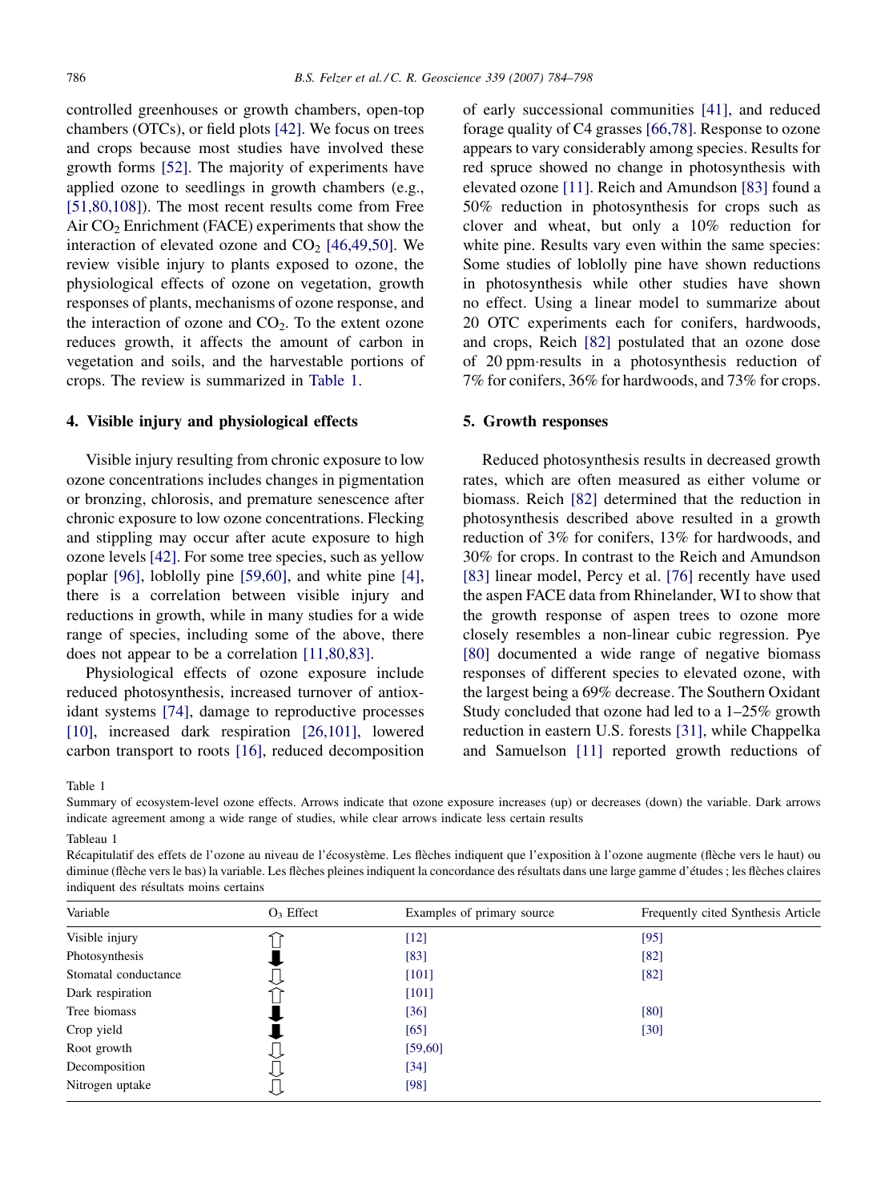controlled greenhouses or growth chambers, open-top chambers (OTCs), or field plots [42]. We focus on trees and crops because most studies have involved these growth forms [52]. The majority of experiments have applied ozone to seedlings in growth chambers (e.g., [51,80,108]). The most recent results come from Free Air $CO_2$ Enrichment (FACE) experiments that show the interaction of elevated ozone and $CO_2$ [46,49,50]. We review visible injury to plants exposed to ozone, the physiological effects of ozone on vegetation, growth responses of plants, mechanisms of ozone response, and the interaction of ozone and $CO_2$. To the extent ozone reduces growth, it affects the amount of carbon in vegetation and soils, and the harvestable portions of crops. The review is summarized in Table 1.

## 4. Visible injury and physiological effects

Visible injury resulting from chronic exposure to low ozone concentrations includes changes in pigmentation or bronzing, chlorosis, and premature senescence after chronic exposure to low ozone concentrations. Flecking and stippling may occur after acute exposure to high ozone levels [42]. For some tree species, such as yellow poplar [96], loblolly pine [59,60], and white pine [4], there is a correlation between visible injury and reductions in growth, while in many studies for a wide range of species, including some of the above, there does not appear to be a correlation [11,80,83].

Physiological effects of ozone exposure include reduced photosynthesis, increased turnover of antioxidant systems [74], damage to reproductive processes [10], increased dark respiration [26,101], lowered carbon transport to roots [16], reduced decomposition of early successional communities [41], and reduced forage quality of C4 grasses [66,78]. Response to ozone appears to vary considerably among species. Results for red spruce showed no change in photosynthesis with elevated ozone [11]. Reich and Amundson [83] found a 50% reduction in photosynthesis for crops such as clover and wheat, but only a 10% reduction for white pine. Results vary even within the same species: Some studies of loblolly pine have shown reductions in photosynthesis while other studies have shown no effect. Using a linear model to summarize about 20 OTC experiments each for conifers, hardwoods, and crops, Reich [82] postulated that an ozone dose of 20 ppm·results in a photosynthesis reduction of 7% for conifers, 36% for hardwoods, and 73% for crops.

## 5. Growth responses

Reduced photosynthesis results in decreased growth rates, which are often measured as either volume or biomass. Reich [82] determined that the reduction in photosynthesis described above resulted in a growth reduction of 3% for conifers, 13% for hardwoods, and 30% for crops. In contrast to the Reich and Amundson [83] linear model, Percy et al. [76] recently have used the aspen FACE data from Rhinelander, WI to show that the growth response of aspen trees to ozone more closely resembles a non-linear cubic regression. Pye [80] documented a wide range of negative biomass responses of different species to elevated ozone, with the largest being a 69% decrease. The Southern Oxidant Study concluded that ozone had led to a 1–25% growth reduction in eastern U.S. forests [31], while Chappelka and Samuelson [11] reported growth reductions of

Table 1

Summary of ecosystem-level ozone effects. Arrows indicate that ozone exposure increases (up) or decreases (down) the variable. Dark arrows indicate agreement among a wide range of studies, while clear arrows indicate less certain results

Tableau 1

Récapitulatif des effets de l'ozone au niveau de l'écosystème. Les flèches indiquent que l'exposition à l'ozone augmente (flèche vers le haut) ou diminue (flèche vers le bas) la variable. Les flèches pleines indiquent la concordance des résultats dans une large gamme d'études ; les flèches claires indiquent des résultats moins certains

| Variable | $O_3$ Effect | Examples of primary source | Frequently cited Synthesis Article |
|---|---|---|---|
| Visible injury | ⇧ | [12] | [95] |
| Photosynthesis | ⬇ | [83] | [82] |
| Stomatal conductance | ⇩ | [101] | [82] |
| Dark respiration | ⇧ | [101] | |
| Tree biomass | ⬇ | [36] | [80] |
| Crop yield | ⬇ | [65] | [30] |
| Root growth | ⇩ | [59,60] | |
| Decomposition | ⇩ | [34] | |
| Nitrogen uptake | ⇩ | [98] | |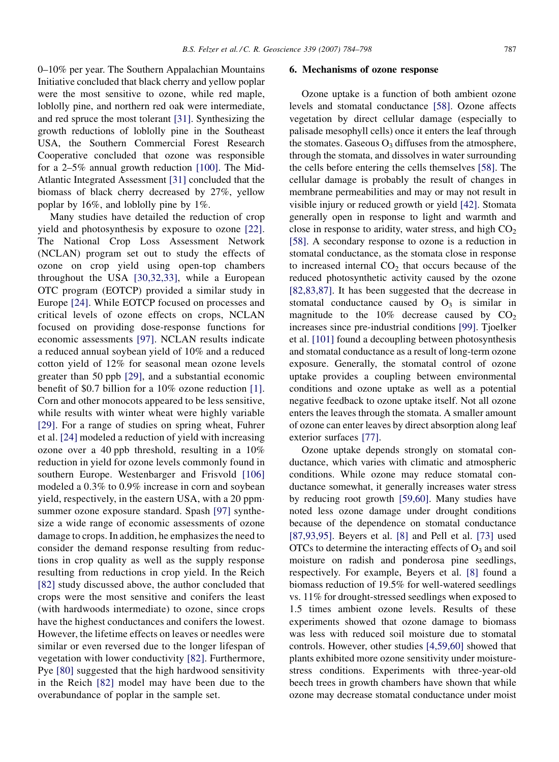0–10% per year. The Southern Appalachian Mountains Initiative concluded that black cherry and yellow poplar were the most sensitive to ozone, while red maple, loblolly pine, and northern red oak were intermediate, and red spruce the most tolerant [31]. Synthesizing the growth reductions of loblolly pine in the Southeast USA, the Southern Commercial Forest Research Cooperative concluded that ozone was responsible for a 2–5% annual growth reduction [100]. The Mid-Atlantic Integrated Assessment [31] concluded that the biomass of black cherry decreased by 27%, yellow poplar by 16%, and loblolly pine by 1%.

Many studies have detailed the reduction of crop yield and photosynthesis by exposure to ozone [22]. The National Crop Loss Assessment Network (NCLAN) program set out to study the effects of ozone on crop yield using open-top chambers throughout the USA [30,32,33], while a European OTC program (EOTCP) provided a similar study in Europe [24]. While EOTCP focused on processes and critical levels of ozone effects on crops, NCLAN focused on providing dose-response functions for economic assessments [97]. NCLAN results indicate a reduced annual soybean yield of 10% and a reduced cotton yield of 12% for seasonal mean ozone levels greater than 50 ppb [29], and a substantial economic benefit of \$0.7 billion for a 10% ozone reduction [1]. Corn and other monocots appeared to be less sensitive, while results with winter wheat were highly variable [29]. For a range of studies on spring wheat, Fuhrer et al. [24] modeled a reduction of yield with increasing ozone over a 40 ppb threshold, resulting in a 10% reduction in yield for ozone levels commonly found in southern Europe. Westenbarger and Frisvold [106] modeled a 0.3% to 0.9% increase in corn and soybean yield, respectively, in the eastern USA, with a 20 ppm· summer ozone exposure standard. Spash [97] synthesize a wide range of economic assessments of ozone damage to crops. In addition, he emphasizes the need to consider the demand response resulting from reductions in crop quality as well as the supply response resulting from reductions in crop yield. In the Reich [82] study discussed above, the author concluded that crops were the most sensitive and conifers the least (with hardwoods intermediate) to ozone, since crops have the highest conductances and conifers the lowest. However, the lifetime effects on leaves or needles were similar or even reversed due to the longer lifespan of vegetation with lower conductivity [82]. Furthermore, Pye [80] suggested that the high hardwood sensitivity in the Reich [82] model may have been due to the overabundance of poplar in the sample set.

## 6. Mechanisms of ozone response

Ozone uptake is a function of both ambient ozone levels and stomatal conductance [58]. Ozone affects vegetation by direct cellular damage (especially to palisade mesophyll cells) once it enters the leaf through the stomates. Gaseous $O_3$ diffuses from the atmosphere, through the stomata, and dissolves in water surrounding the cells before entering the cells themselves [58]. The cellular damage is probably the result of changes in membrane permeabilities and may or may not result in visible injury or reduced growth or yield [42]. Stomata generally open in response to light and warmth and close in response to aridity, water stress, and high $CO_2$ [58]. A secondary response to ozone is a reduction in stomatal conductance, as the stomata close in response to increased internal $CO_2$ that occurs because of the reduced photosynthetic activity caused by the ozone [82,83,87]. It has been suggested that the decrease in stomatal conductance caused by $O_3$ is similar in magnitude to the 10% decrease caused by $CO_2$ increases since pre-industrial conditions [99]. Tjoelker et al. [101] found a decoupling between photosynthesis and stomatal conductance as a result of long-term ozone exposure. Generally, the stomatal control of ozone uptake provides a coupling between environmental conditions and ozone uptake as well as a potential negative feedback to ozone uptake itself. Not all ozone enters the leaves through the stomata. A smaller amount of ozone can enter leaves by direct absorption along leaf exterior surfaces [77].

Ozone uptake depends strongly on stomatal conductance, which varies with climatic and atmospheric conditions. While ozone may reduce stomatal conductance somewhat, it generally increases water stress by reducing root growth [59,60]. Many studies have noted less ozone damage under drought conditions because of the dependence on stomatal conductance [87,93,95]. Beyers et al. [8] and Pell et al. [73] used OTCs to determine the interacting effects of $O_3$ and soil moisture on radish and ponderosa pine seedlings, respectively. For example, Beyers et al. [8] found a biomass reduction of 19.5% for well-watered seedlings vs. 11% for drought-stressed seedlings when exposed to 1.5 times ambient ozone levels. Results of these experiments showed that ozone damage to biomass was less with reduced soil moisture due to stomatal controls. However, other studies [4,59,60] showed that plants exhibited more ozone sensitivity under moisture-stress conditions. Experiments with three-year-old beech trees in growth chambers have shown that while ozone may decrease stomatal conductance under moist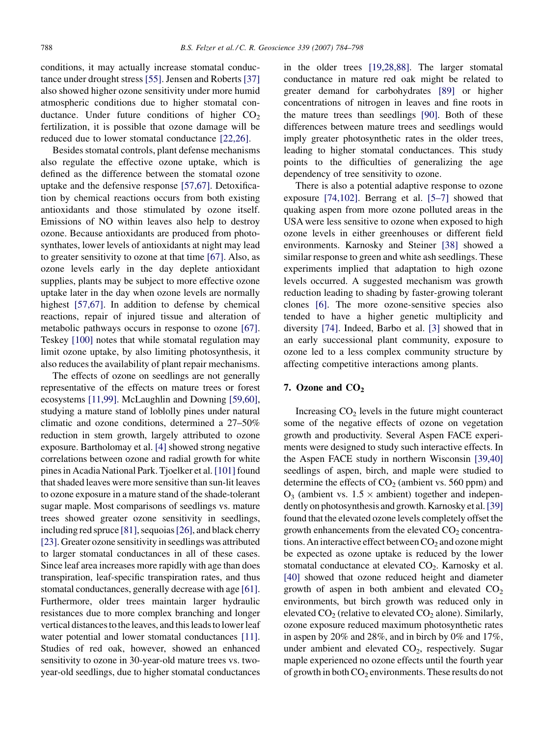conditions, it may actually increase stomatal conductance under drought stress [55]. Jensen and Roberts [37] also showed higher ozone sensitivity under more humid atmospheric conditions due to higher stomatal conductance. Under future conditions of higher $CO_2$ fertilization, it is possible that ozone damage will be reduced due to lower stomatal conductance [22,26].

Besides stomatal controls, plant defense mechanisms also regulate the effective ozone uptake, which is defined as the difference between the stomatal ozone uptake and the defensive response [57,67]. Detoxification by chemical reactions occurs from both existing antioxidants and those stimulated by ozone itself. Emissions of NO within leaves also help to destroy ozone. Because antioxidants are produced from photosynthates, lower levels of antioxidants at night may lead to greater sensitivity to ozone at that time [67]. Also, as ozone levels early in the day deplete antioxidant supplies, plants may be subject to more effective ozone uptake later in the day when ozone levels are normally highest [57,67]. In addition to defense by chemical reactions, repair of injured tissue and alteration of metabolic pathways occurs in response to ozone [67]. Teskey [100] notes that while stomatal regulation may limit ozone uptake, by also limiting photosynthesis, it also reduces the availability of plant repair mechanisms.

The effects of ozone on seedlings are not generally representative of the effects on mature trees or forest ecosystems [11,99]. McLaughlin and Downing [59,60], studying a mature stand of loblolly pines under natural climatic and ozone conditions, determined a 27–50% reduction in stem growth, largely attributed to ozone exposure. Bartholomay et al. [4] showed strong negative correlations between ozone and radial growth for white pines in Acadia National Park. Tjoelker et al. [101] found that shaded leaves were more sensitive than sun-lit leaves to ozone exposure in a mature stand of the shade-tolerant sugar maple. Most comparisons of seedlings vs. mature trees showed greater ozone sensitivity in seedlings, including red spruce [81], sequoias [26], and black cherry [23]. Greater ozone sensitivity in seedlings was attributed to larger stomatal conductances in all of these cases. Since leaf area increases more rapidly with age than does transpiration, leaf-specific transpiration rates, and thus stomatal conductances, generally decrease with age [61]. Furthermore, older trees maintain larger hydraulic resistances due to more complex branching and longer vertical distances to the leaves, and this leads to lower leaf water potential and lower stomatal conductances [11]. Studies of red oak, however, showed an enhanced sensitivity to ozone in 30-year-old mature trees vs. two-year-old seedlings, due to higher stomatal conductances in the older trees [19,28,88]. The larger stomatal conductance in mature red oak might be related to greater demand for carbohydrates [89] or higher concentrations of nitrogen in leaves and fine roots in the mature trees than seedlings [90]. Both of these differences between mature trees and seedlings would imply greater photosynthetic rates in the older trees, leading to higher stomatal conductances. This study points to the difficulties of generalizing the age dependency of tree sensitivity to ozone.

There is also a potential adaptive response to ozone exposure [74,102]. Berrang et al. [5–7] showed that quaking aspen from more ozone polluted areas in the USA were less sensitive to ozone when exposed to high ozone levels in either greenhouses or different field environments. Karnosky and Steiner [38] showed a similar response to green and white ash seedlings. These experiments implied that adaptation to high ozone levels occurred. A suggested mechanism was growth reduction leading to shading by faster-growing tolerant clones [6]. The more ozone-sensitive species also tended to have a higher genetic multiplicity and diversity [74]. Indeed, Barbo et al. [3] showed that in an early successional plant community, exposure to ozone led to a less complex community structure by affecting competitive interactions among plants.

## 7. Ozone and $CO_2$

Increasing $CO_2$ levels in the future might counteract some of the negative effects of ozone on vegetation growth and productivity. Several Aspen FACE experiments were designed to study such interactive effects. In the Aspen FACE study in northern Wisconsin [39,40] seedlings of aspen, birch, and maple were studied to determine the effects of $CO_2$ (ambient vs. 560 ppm) and $O_3$ (ambient vs. $1.5 \times$ ambient) together and independently on photosynthesis and growth. Karnosky et al. [39] found that the elevated ozone levels completely offset the growth enhancements from the elevated $CO_2$ concentrations. An interactive effect between $CO_2$ and ozone might be expected as ozone uptake is reduced by the lower stomatal conductance at elevated $CO_2$. Karnosky et al. [40] showed that ozone reduced height and diameter growth of aspen in both ambient and elevated $CO_2$ environments, but birch growth was reduced only in elevated $CO_2$ (relative to elevated $CO_2$ alone). Similarly, ozone exposure reduced maximum photosynthetic rates in aspen by 20% and 28%, and in birch by 0% and 17%, under ambient and elevated $CO_2$, respectively. Sugar maple experienced no ozone effects until the fourth year of growth in both $CO_2$ environments. These results do not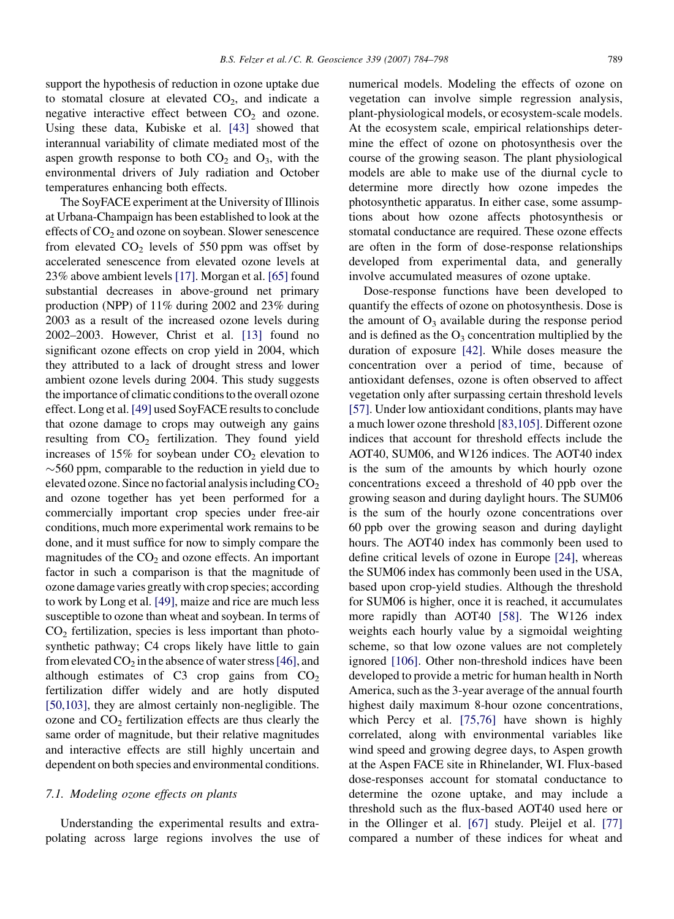support the hypothesis of reduction in ozone uptake due to stomatal closure at elevated $CO_2$, and indicate a negative interactive effect between $CO_2$ and ozone. Using these data, Kubiske et al. [43] showed that interannual variability of climate mediated most of the aspen growth response to both $CO_2$ and $O_3$, with the environmental drivers of July radiation and October temperatures enhancing both effects.

The SoyFACE experiment at the University of Illinois at Urbana-Champaign has been established to look at the effects of $CO_2$ and ozone on soybean. Slower senescence from elevated $CO_2$ levels of 550 ppm was offset by accelerated senescence from elevated ozone levels at 23% above ambient levels [17]. Morgan et al. [65] found substantial decreases in above-ground net primary production (NPP) of 11% during 2002 and 23% during 2003 as a result of the increased ozone levels during 2002–2003. However, Christ et al. [13] found no significant ozone effects on crop yield in 2004, which they attributed to a lack of drought stress and lower ambient ozone levels during 2004. This study suggests the importance of climatic conditions to the overall ozone effect. Long et al. [49] used SoyFACE results to conclude that ozone damage to crops may outweigh any gains resulting from $CO_2$ fertilization. They found yield increases of 15% for soybean under $CO_2$ elevation to ~560 ppm, comparable to the reduction in yield due to elevated ozone. Since no factorial analysis including $CO_2$ and ozone together has yet been performed for a commercially important crop species under free-air conditions, much more experimental work remains to be done, and it must suffice for now to simply compare the magnitudes of the $CO_2$ and ozone effects. An important factor in such a comparison is that the magnitude of ozone damage varies greatly with crop species; according to work by Long et al. [49], maize and rice are much less susceptible to ozone than wheat and soybean. In terms of $CO_2$ fertilization, species is less important than photosynthetic pathway; C4 crops likely have little to gain from elevated $CO_2$ in the absence of water stress [46], and although estimates of C3 crop gains from $CO_2$ fertilization differ widely and are hotly disputed [50,103], they are almost certainly non-negligible. The ozone and $CO_2$ fertilization effects are thus clearly the same order of magnitude, but their relative magnitudes and interactive effects are still highly uncertain and dependent on both species and environmental conditions.

### 7.1. Modeling ozone effects on plants

Understanding the experimental results and extrapolating across large regions involves the use of numerical models. Modeling the effects of ozone on vegetation can involve simple regression analysis, plant-physiological models, or ecosystem-scale models. At the ecosystem scale, empirical relationships determine the effect of ozone on photosynthesis over the course of the growing season. The plant physiological models are able to make use of the diurnal cycle to determine more directly how ozone impedes the photosynthetic apparatus. In either case, some assumptions about how ozone affects photosynthesis or stomatal conductance are required. These ozone effects are often in the form of dose-response relationships developed from experimental data, and generally involve accumulated measures of ozone uptake.

Dose-response functions have been developed to quantify the effects of ozone on photosynthesis. Dose is the amount of $O_3$ available during the response period and is defined as the $O_3$ concentration multiplied by the duration of exposure [42]. While doses measure the concentration over a period of time, because of antioxidant defenses, ozone is often observed to affect vegetation only after surpassing certain threshold levels [57]. Under low antioxidant conditions, plants may have a much lower ozone threshold [83,105]. Different ozone indices that account for threshold effects include the AOT40, SUM06, and W126 indices. The AOT40 index is the sum of the amounts by which hourly ozone concentrations exceed a threshold of 40 ppb over the growing season and during daylight hours. The SUM06 is the sum of the hourly ozone concentrations over 60 ppb over the growing season and during daylight hours. The AOT40 index has commonly been used to define critical levels of ozone in Europe [24], whereas the SUM06 index has commonly been used in the USA, based upon crop-yield studies. Although the threshold for SUM06 is higher, once it is reached, it accumulates more rapidly than AOT40 [58]. The W126 index weights each hourly value by a sigmoidal weighting scheme, so that low ozone values are not completely ignored [106]. Other non-threshold indices have been developed to provide a metric for human health in North America, such as the 3-year average of the annual fourth highest daily maximum 8-hour ozone concentrations, which Percy et al. [75,76] have shown is highly correlated, along with environmental variables like wind speed and growing degree days, to Aspen growth at the Aspen FACE site in Rhinelander, WI. Flux-based dose-responses account for stomatal conductance to determine the ozone uptake, and may include a threshold such as the flux-based AOT40 used here or in the Ollinger et al. [67] study. Pleijel et al. [77] compared a number of these indices for wheat and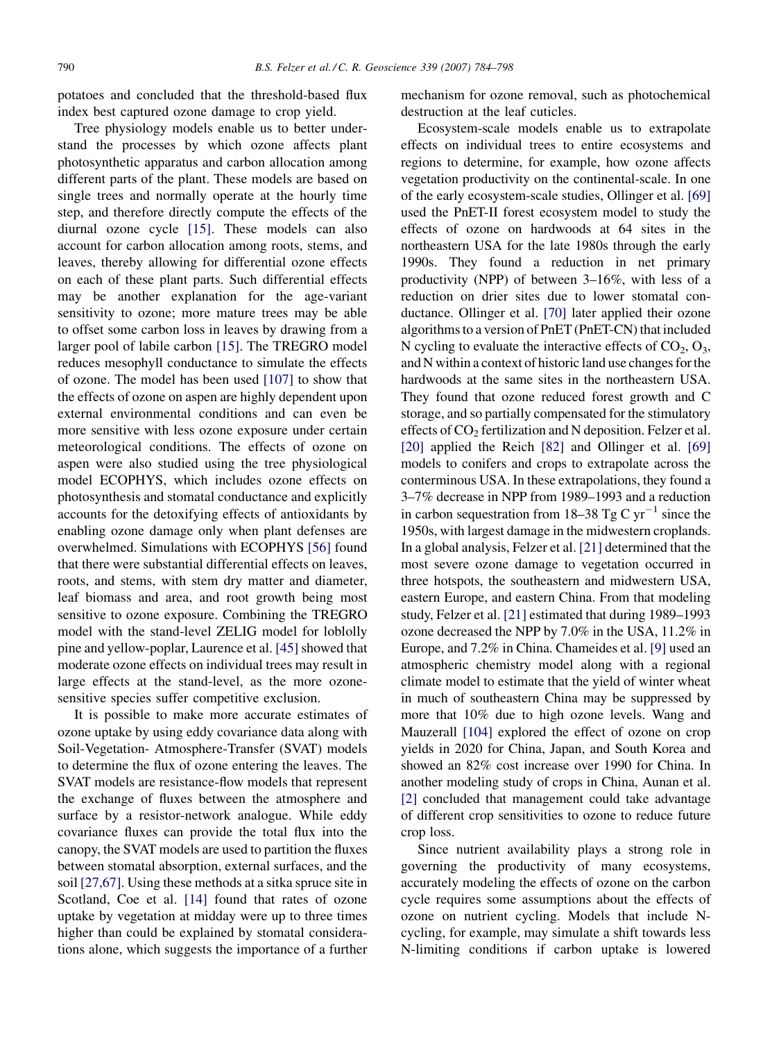potatoes and concluded that the threshold-based flux index best captured ozone damage to crop yield.

Tree physiology models enable us to better understand the processes by which ozone affects plant photosynthetic apparatus and carbon allocation among different parts of the plant. These models are based on single trees and normally operate at the hourly time step, and therefore directly compute the effects of the diurnal ozone cycle [15]. These models can also account for carbon allocation among roots, stems, and leaves, thereby allowing for differential ozone effects on each of these plant parts. Such differential effects may be another explanation for the age-variant sensitivity to ozone; more mature trees may be able to offset some carbon loss in leaves by drawing from a larger pool of labile carbon [15]. The TREGRO model reduces mesophyll conductance to simulate the effects of ozone. The model has been used [107] to show that the effects of ozone on aspen are highly dependent upon external environmental conditions and can even be more sensitive with less ozone exposure under certain meteorological conditions. The effects of ozone on aspen were also studied using the tree physiological model ECOPHYS, which includes ozone effects on photosynthesis and stomatal conductance and explicitly accounts for the detoxifying effects of antioxidants by enabling ozone damage only when plant defenses are overwhelmed. Simulations with ECOPHYS [56] found that there were substantial differential effects on leaves, roots, and stems, with stem dry matter and diameter, leaf biomass and area, and root growth being most sensitive to ozone exposure. Combining the TREGRO model with the stand-level ZELIG model for loblolly pine and yellow-poplar, Laurence et al. [45] showed that moderate ozone effects on individual trees may result in large effects at the stand-level, as the more ozone-sensitive species suffer competitive exclusion.

It is possible to make more accurate estimates of ozone uptake by using eddy covariance data along with Soil-Vegetation- Atmosphere-Transfer (SVAT) models to determine the flux of ozone entering the leaves. The SVAT models are resistance-flow models that represent the exchange of fluxes between the atmosphere and surface by a resistor-network analogue. While eddy covariance fluxes can provide the total flux into the canopy, the SVAT models are used to partition the fluxes between stomatal absorption, external surfaces, and the soil [27,67]. Using these methods at a sitka spruce site in Scotland, Coe et al. [14] found that rates of ozone uptake by vegetation at midday were up to three times higher than could be explained by stomatal considerations alone, which suggests the importance of a further mechanism for ozone removal, such as photochemical destruction at the leaf cuticles.

Ecosystem-scale models enable us to extrapolate effects on individual trees to entire ecosystems and regions to determine, for example, how ozone affects vegetation productivity on the continental-scale. In one of the early ecosystem-scale studies, Ollinger et al. [69] used the PnET-II forest ecosystem model to study the effects of ozone on hardwoods at 64 sites in the northeastern USA for the late 1980s through the early 1990s. They found a reduction in net primary productivity (NPP) of between 3–16%, with less of a reduction on drier sites due to lower stomatal conductance. Ollinger et al. [70] later applied their ozone algorithms to a version of PnET (PnET-CN) that included N cycling to evaluate the interactive effects of $CO_2$, $O_3$, and N within a context of historic land use changes for the hardwoods at the same sites in the northeastern USA. They found that ozone reduced forest growth and C storage, and so partially compensated for the stimulatory effects of $CO_2$ fertilization and N deposition. Felzer et al. [20] applied the Reich [82] and Ollinger et al. [69] models to conifers and crops to extrapolate across the conterminous USA. In these extrapolations, they found a 3–7% decrease in NPP from 1989–1993 and a reduction in carbon sequestration from 18–38 Tg C $yr^{-1}$ since the 1950s, with largest damage in the midwestern croplands. In a global analysis, Felzer et al. [21] determined that the most severe ozone damage to vegetation occurred in three hotspots, the southeastern and midwestern USA, eastern Europe, and eastern China. From that modeling study, Felzer et al. [21] estimated that during 1989–1993 ozone decreased the NPP by 7.0% in the USA, 11.2% in Europe, and 7.2% in China. Chameides et al. [9] used an atmospheric chemistry model along with a regional climate model to estimate that the yield of winter wheat in much of southeastern China may be suppressed by more that 10% due to high ozone levels. Wang and Mauzerall [104] explored the effect of ozone on crop yields in 2020 for China, Japan, and South Korea and showed an 82% cost increase over 1990 for China. In another modeling study of crops in China, Aunan et al. [2] concluded that management could take advantage of different crop sensitivities to ozone to reduce future crop loss.

Since nutrient availability plays a strong role in governing the productivity of many ecosystems, accurately modeling the effects of ozone on the carbon cycle requires some assumptions about the effects of ozone on nutrient cycling. Models that include N-cycling, for example, may simulate a shift towards less N-limiting conditions if carbon uptake is lowered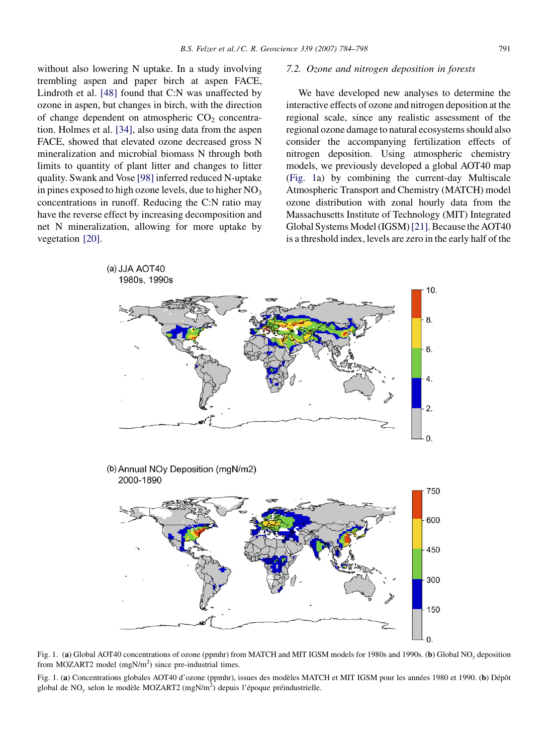without also lowering N uptake. In a study involving trembling aspen and paper birch at aspen FACE, Lindroth et al. [48] found that C:N was unaffected by ozone in aspen, but changes in birch, with the direction of change dependent on atmospheric $CO_2$ concentration. Holmes et al. [34], also using data from the aspen FACE, showed that elevated ozone decreased gross N mineralization and microbial biomass N through both limits to quantity of plant litter and changes to litter quality. Swank and Vose [98] inferred reduced N-uptake in pines exposed to high ozone levels, due to higher $NO_3$ concentrations in runoff. Reducing the C:N ratio may have the reverse effect by increasing decomposition and net N mineralization, allowing for more uptake by vegetation [20].

### 7.2. Ozone and nitrogen deposition in forests

We have developed new analyses to determine the interactive effects of ozone and nitrogen deposition at the regional scale, since any realistic assessment of the regional ozone damage to natural ecosystems should also consider the accompanying fertilization effects of nitrogen deposition. Using atmospheric chemistry models, we previously developed a global AOT40 map (Fig. 1a) by combining the current-day Multiscale Atmospheric Transport and Chemistry (MATCH) model ozone distribution with zonal hourly data from the Massachusetts Institute of Technology (MIT) Integrated Global Systems Model (IGSM) [21]. Because the AOT40 is a threshold index, levels are zero in the early half of the

Fig. 1. (**a**) Global AOT40 concentrations of ozone (ppmhr) from MATCH and MIT IGSM models for 1980s and 1990s. (**b**) Global $NO_y$ deposition from MOZART2 model (mgN/m$^2$) since pre-industrial times.

Fig. 1. (**a**) Concentrations globales AOT40 d'ozone (ppmhr), issues des modèles MATCH et MIT IGSM pour les années 1980 et 1990. (**b**) Dépôt global de $NO_y$ selon le modèle MOZART2 (mgN/m$^2$) depuis l'époque préindustrielle.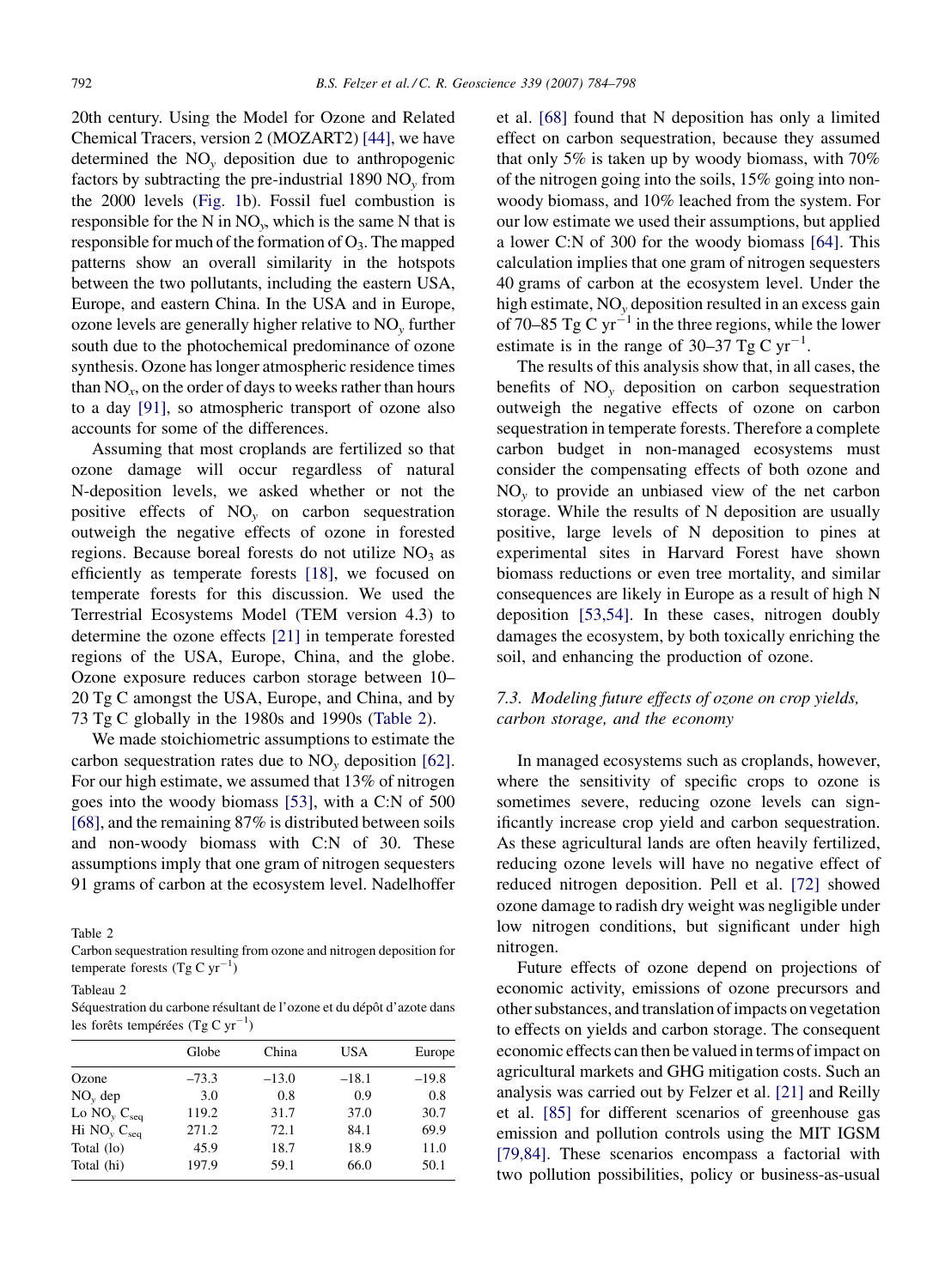20th century. Using the Model for Ozone and Related Chemical Tracers, version 2 (MOZART2) [44], we have determined the $NO_y$ deposition due to anthropogenic factors by subtracting the pre-industrial 1890 $NO_y$ from the 2000 levels (Fig. 1b). Fossil fuel combustion is responsible for the N in $NO_y$, which is the same N that is responsible for much of the formation of $O_3$. The mapped patterns show an overall similarity in the hotspots between the two pollutants, including the eastern USA, Europe, and eastern China. In the USA and in Europe, ozone levels are generally higher relative to $NO_y$ further south due to the photochemical predominance of ozone synthesis. Ozone has longer atmospheric residence times than $NO_x$, on the order of days to weeks rather than hours to a day [91], so atmospheric transport of ozone also accounts for some of the differences.

Assuming that most croplands are fertilized so that ozone damage will occur regardless of natural N-deposition levels, we asked whether or not the positive effects of $NO_y$ on carbon sequestration outweigh the negative effects of ozone in forested regions. Because boreal forests do not utilize $NO_3$ as efficiently as temperate forests [18], we focused on temperate forests for this discussion. We used the Terrestrial Ecosystems Model (TEM version 4.3) to determine the ozone effects [21] in temperate forested regions of the USA, Europe, China, and the globe. Ozone exposure reduces carbon storage between 10–20 Tg C amongst the USA, Europe, and China, and by 73 Tg C globally in the 1980s and 1990s (Table 2).

We made stoichiometric assumptions to estimate the carbon sequestration rates due to $NO_y$ deposition [62]. For our high estimate, we assumed that 13% of nitrogen goes into the woody biomass [53], with a C:N of 500 [68], and the remaining 87% is distributed between soils and non-woody biomass with C:N of 30. These assumptions imply that one gram of nitrogen sequesters 91 grams of carbon at the ecosystem level. Nadelhoffer et al. [68] found that N deposition has only a limited effect on carbon sequestration, because they assumed that only 5% is taken up by woody biomass, with 70% of the nitrogen going into the soils, 15% going into non-woody biomass, and 10% leached from the system. For our low estimate we used their assumptions, but applied a lower C:N of 300 for the woody biomass [64]. This calculation implies that one gram of nitrogen sequesters 40 grams of carbon at the ecosystem level. Under the high estimate, $NO_y$ deposition resulted in an excess gain of 70–85 Tg C $yr^{-1}$ in the three regions, while the lower estimate is in the range of 30–37 Tg C $yr^{-1}$.

The results of this analysis show that, in all cases, the benefits of $NO_y$ deposition on carbon sequestration outweigh the negative effects of ozone on carbon sequestration in temperate forests. Therefore a complete carbon budget in non-managed ecosystems must consider the compensating effects of both ozone and $NO_y$ to provide an unbiased view of the net carbon storage. While the results of N deposition are usually positive, large levels of N deposition to pines at experimental sites in Harvard Forest have shown biomass reductions or even tree mortality, and similar consequences are likely in Europe as a result of high N deposition [53,54]. In these cases, nitrogen doubly damages the ecosystem, by both toxically enriching the soil, and enhancing the production of ozone.

Table 2
Carbon sequestration resulting from ozone and nitrogen deposition for temperate forests (Tg C $yr^{-1}$)

Tableau 2
Séquestration du carbone résultant de l'ozone et du dépôt d'azote dans les forêts tempérées (Tg C $yr^{-1}$)

| | Globe | China | USA | Europe |
|---|---|---|---|---|
| Ozone | −73.3 | −13.0 | −18.1 | −19.8 |
| $NO_y$ dep | 3.0 | 0.8 | 0.9 | 0.8 |
| Lo $NO_y$ $C_{seq}$ | 119.2 | 31.7 | 37.0 | 30.7 |
| Hi $NO_y$ $C_{seq}$ | 271.2 | 72.1 | 84.1 | 69.9 |
| Total (lo) | 45.9 | 18.7 | 18.9 | 11.0 |
| Total (hi) | 197.9 | 59.1 | 66.0 | 50.1 |

### 7.3. Modeling future effects of ozone on crop yields, carbon storage, and the economy

In managed ecosystems such as croplands, however, where the sensitivity of specific crops to ozone is sometimes severe, reducing ozone levels can significantly increase crop yield and carbon sequestration. As these agricultural lands are often heavily fertilized, reducing ozone levels will have no negative effect of reduced nitrogen deposition. Pell et al. [72] showed ozone damage to radish dry weight was negligible under low nitrogen conditions, but significant under high nitrogen.

Future effects of ozone depend on projections of economic activity, emissions of ozone precursors and other substances, and translation of impacts on vegetation to effects on yields and carbon storage. The consequent economic effects can then be valued in terms of impact on agricultural markets and GHG mitigation costs. Such an analysis was carried out by Felzer et al. [21] and Reilly et al. [85] for different scenarios of greenhouse gas emission and pollution controls using the MIT IGSM [79,84]. These scenarios encompass a factorial with two pollution possibilities, policy or business-as-usual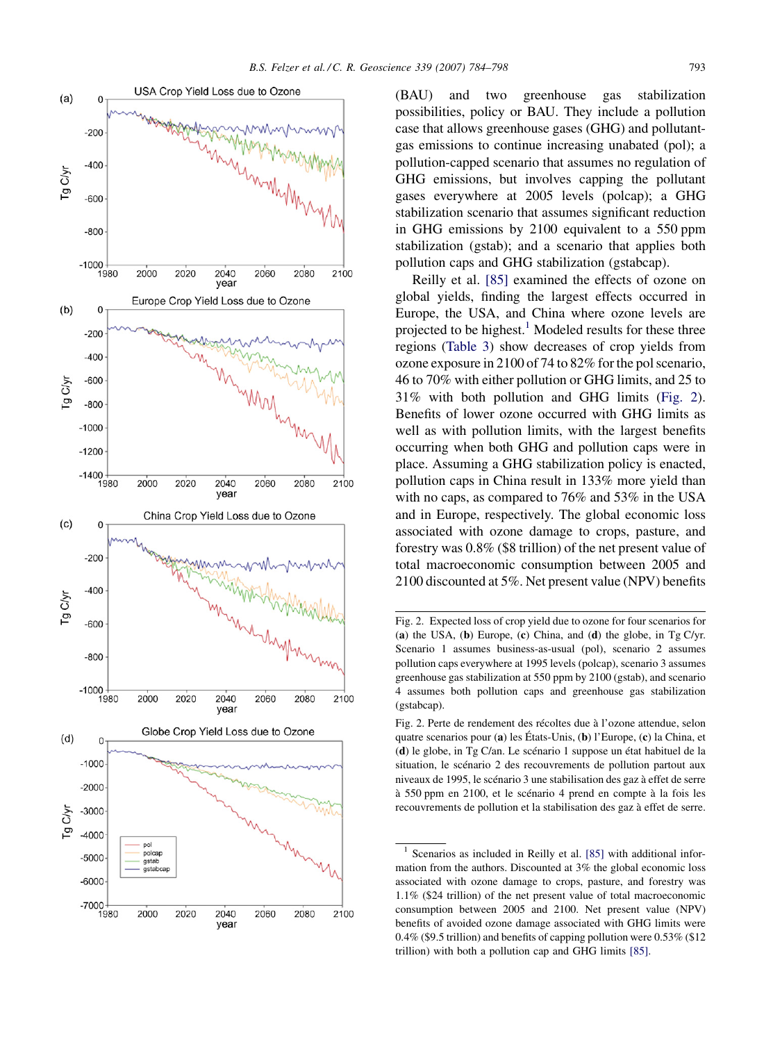(BAU) and two greenhouse gas stabilization possibilities, policy or BAU. They include a pollution case that allows greenhouse gases (GHG) and pollutant-gas emissions to continue increasing unabated (pol); a pollution-capped scenario that assumes no regulation of GHG emissions, but involves capping the pollutant gases everywhere at 2005 levels (polcap); a GHG stabilization scenario that assumes significant reduction in GHG emissions by 2100 equivalent to a 550 ppm stabilization (gstab); and a scenario that applies both pollution caps and GHG stabilization (gstabcap).

Reilly et al. [85] examined the effects of ozone on global yields, finding the largest effects occurred in Europe, the USA, and China where ozone levels are projected to be highest.[1] Modeled results for these three regions (Table 3) show decreases of crop yields from ozone exposure in 2100 of 74 to 82% for the pol scenario, 46 to 70% with either pollution or GHG limits, and 25 to 31% with both pollution and GHG limits (Fig. 2). Benefits of lower ozone occurred with GHG limits as well as with pollution limits, with the largest benefits occurring when both GHG and pollution caps were in place. Assuming a GHG stabilization policy is enacted, pollution caps in China result in 133% more yield than with no caps, as compared to 76% and 53% in the USA and in Europe, respectively. The global economic loss associated with ozone damage to crops, pasture, and forestry was 0.8% ($8 trillion) of the net present value of total macroeconomic consumption between 2005 and 2100 discounted at 5%. Net present value (NPV) benefits

Fig. 2. Expected loss of crop yield due to ozone for four scenarios for (**a**) the USA, (**b**) Europe, (**c**) China, and (**d**) the globe, in Tg C/yr. Scenario 1 assumes business-as-usual (pol), scenario 2 assumes pollution caps everywhere at 1995 levels (polcap), scenario 3 assumes greenhouse gas stabilization at 550 ppm by 2100 (gstab), and scenario 4 assumes both pollution caps and greenhouse gas stabilization (gstabcap).

Fig. 2. Perte de rendement des récoltes due à l'ozone attendue, selon quatre scenarios pour (**a**) les États-Unis, (**b**) l'Europe, (**c**) la China, et (**d**) le globe, in Tg C/an. Le scénario 1 suppose un état habituel de la situation, le scénario 2 des recouvrements de pollution partout aux niveaux de 1995, le scénario 3 une stabilisation des gaz à effet de serre à 550 ppm en 2100, et le scénario 4 prend en compte à la fois les recouvrements de pollution et la stabilisation des gaz à effet de serre.

[1] Scenarios as included in Reilly et al. [85] with additional information from the authors. Discounted at 3% the global economic loss associated with ozone damage to crops, pasture, and forestry was 1.1% ($24 trillion) of the net present value of total macroeconomic consumption between 2005 and 2100. Net present value (NPV) benefits of avoided ozone damage associated with GHG limits were 0.4% ($9.5 trillion) and benefits of capping pollution were 0.53% ($12 trillion) with both a pollution cap and GHG limits [85].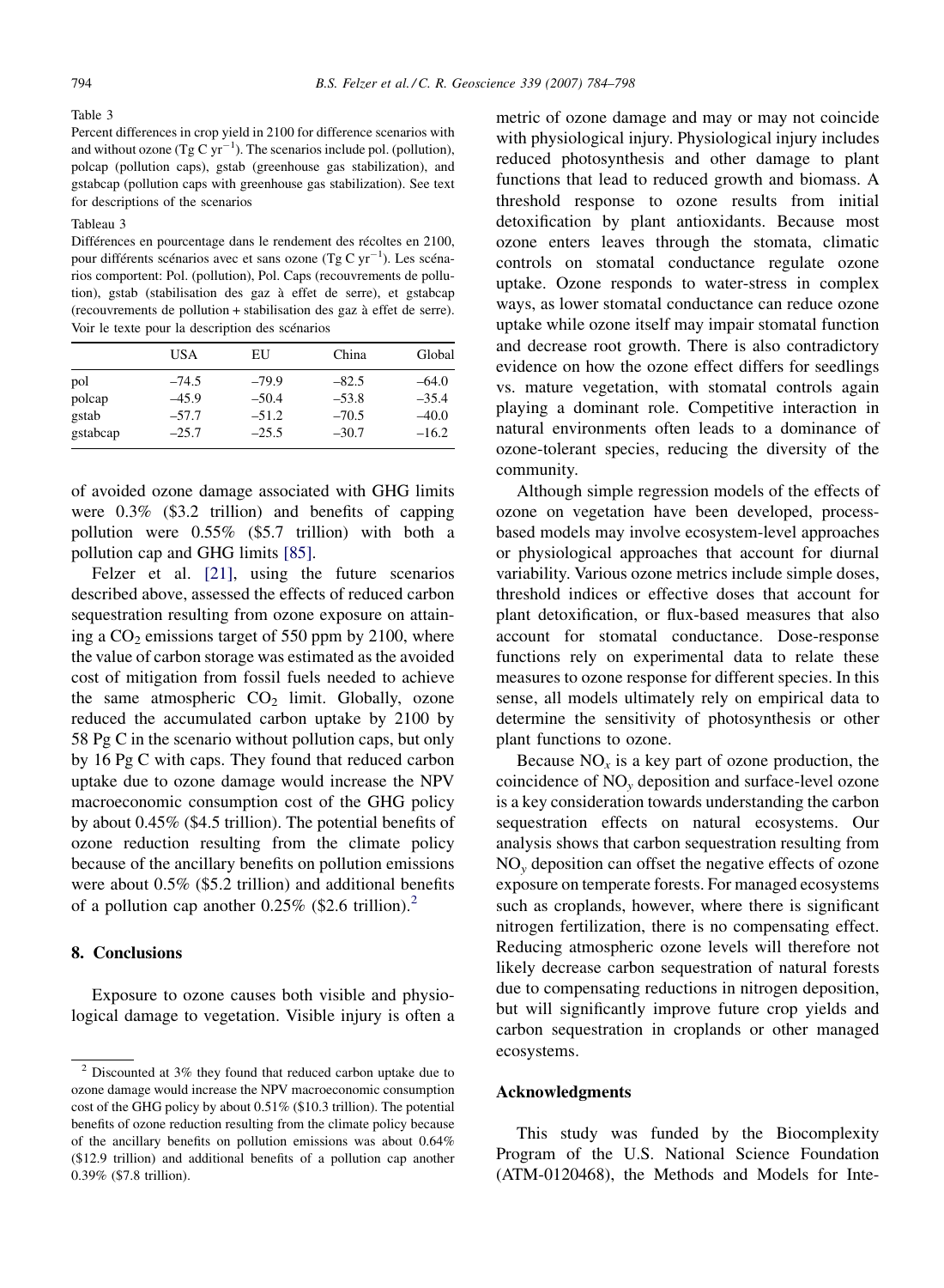Table 3

Percent differences in crop yield in 2100 for difference scenarios with and without ozone (Tg C $yr^{-1}$). The scenarios include pol. (pollution), polcap (pollution caps), gstab (greenhouse gas stabilization), and gstabcap (pollution caps with greenhouse gas stabilization). See text for descriptions of the scenarios

Tableau 3

Différences en pourcentage dans le rendement des récoltes en 2100, pour différents scénarios avec et sans ozone (Tg C $yr^{-1}$). Les scénarios comportent: Pol. (pollution), Pol. Caps (recouvrements de pollution), gstab (stabilisation des gaz à effet de serre), et gstabcap (recouvrements de pollution + stabilisation des gaz à effet de serre). Voir le texte pour la description des scénarios

| | USA | EU | China | Global |
|---|---|---|---|---|
| pol | −74.5 | −79.9 | −82.5 | −64.0 |
| polcap | −45.9 | −50.4 | −53.8 | −35.4 |
| gstab | −57.7 | −51.2 | −70.5 | −40.0 |
| gstabcap | −25.7 | −25.5 | −30.7 | −16.2 |

of avoided ozone damage associated with GHG limits were 0.3% ($3.2 trillion) and benefits of capping pollution were 0.55% ($5.7 trillion) with both a pollution cap and GHG limits [85].

Felzer et al. [21], using the future scenarios described above, assessed the effects of reduced carbon sequestration resulting from ozone exposure on attaining a $CO_2$ emissions target of 550 ppm by 2100, where the value of carbon storage was estimated as the avoided cost of mitigation from fossil fuels needed to achieve the same atmospheric $CO_2$ limit. Globally, ozone reduced the accumulated carbon uptake by 2100 by 58 Pg C in the scenario without pollution caps, but only by 16 Pg C with caps. They found that reduced carbon uptake due to ozone damage would increase the NPV macroeconomic consumption cost of the GHG policy by about 0.45% ($4.5 trillion). The potential benefits of ozone reduction resulting from the climate policy because of the ancillary benefits on pollution emissions were about 0.5% ($5.2 trillion) and additional benefits of a pollution cap another 0.25% ($2.6 trillion).[2]

## 8. Conclusions

Exposure to ozone causes both visible and physiological damage to vegetation. Visible injury is often a metric of ozone damage and may or may not coincide with physiological injury. Physiological injury includes reduced photosynthesis and other damage to plant functions that lead to reduced growth and biomass. A threshold response to ozone results from initial detoxification by plant antioxidants. Because most ozone enters leaves through the stomata, climatic controls on stomatal conductance regulate ozone uptake. Ozone responds to water-stress in complex ways, as lower stomatal conductance can reduce ozone uptake while ozone itself may impair stomatal function and decrease root growth. There is also contradictory evidence on how the ozone effect differs for seedlings vs. mature vegetation, with stomatal controls again playing a dominant role. Competitive interaction in natural environments often leads to a dominance of ozone-tolerant species, reducing the diversity of the community.

Although simple regression models of the effects of ozone on vegetation have been developed, process-based models may involve ecosystem-level approaches or physiological approaches that account for diurnal variability. Various ozone metrics include simple doses, threshold indices or effective doses that account for plant detoxification, or flux-based measures that also account for stomatal conductance. Dose-response functions rely on experimental data to relate these measures to ozone response for different species. In this sense, all models ultimately rely on empirical data to determine the sensitivity of photosynthesis or other plant functions to ozone.

Because $NO_x$ is a key part of ozone production, the coincidence of $NO_y$ deposition and surface-level ozone is a key consideration towards understanding the carbon sequestration effects on natural ecosystems. Our analysis shows that carbon sequestration resulting from $NO_y$ deposition can offset the negative effects of ozone exposure on temperate forests. For managed ecosystems such as croplands, however, where there is significant nitrogen fertilization, there is no compensating effect. Reducing atmospheric ozone levels will therefore not likely decrease carbon sequestration of natural forests due to compensating reductions in nitrogen deposition, but will significantly improve future crop yields and carbon sequestration in croplands or other managed ecosystems.

## Acknowledgments

This study was funded by the Biocomplexity Program of the U.S. National Science Foundation (ATM-0120468), the Methods and Models for Inte-

[2] Discounted at 3% they found that reduced carbon uptake due to ozone damage would increase the NPV macroeconomic consumption cost of the GHG policy by about 0.51% ($10.3 trillion). The potential benefits of ozone reduction resulting from the climate policy because of the ancillary benefits on pollution emissions was about 0.64% ($12.9 trillion) and additional benefits of a pollution cap another 0.39% ($7.8 trillion).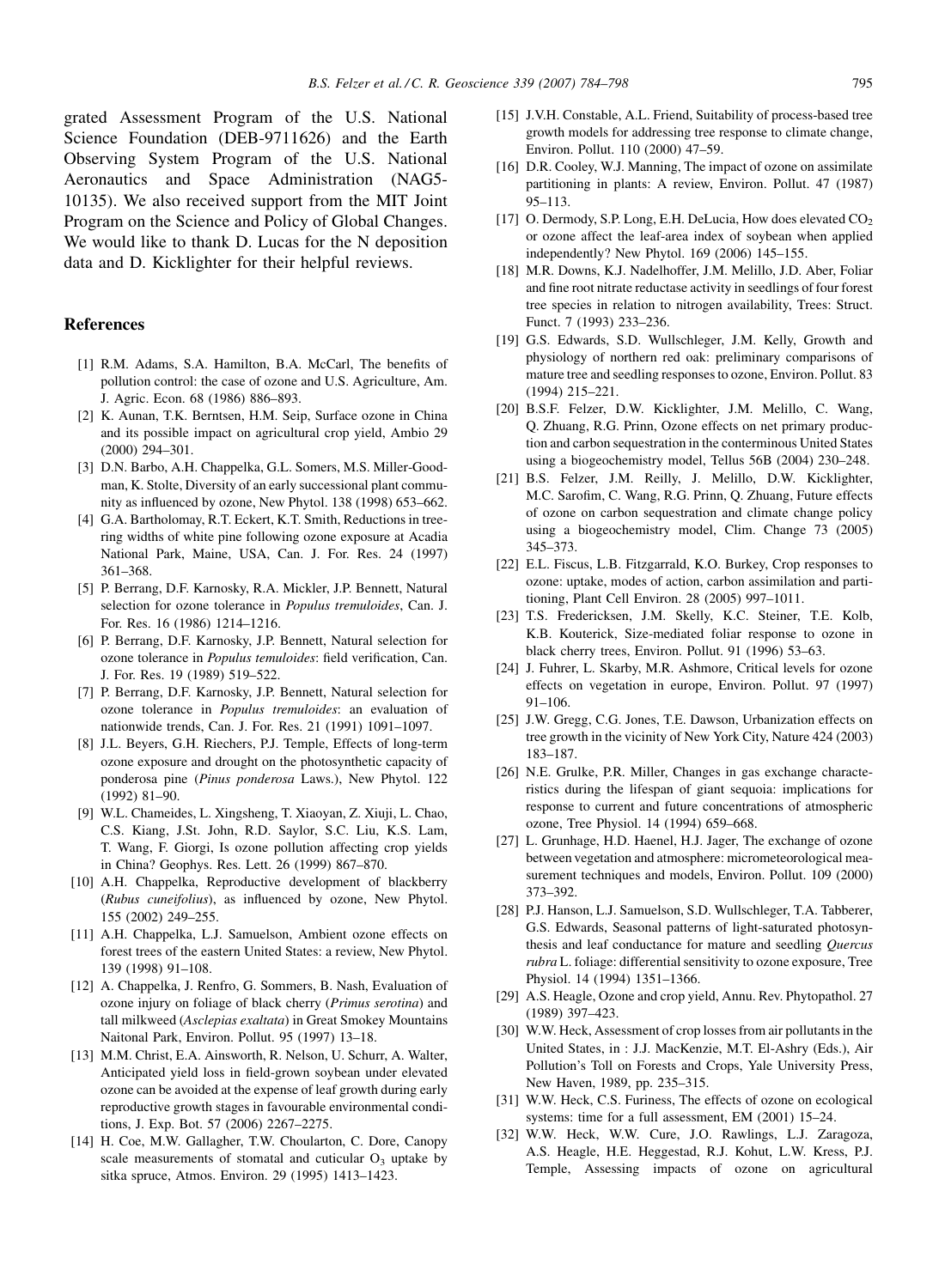grated Assessment Program of the U.S. National Science Foundation (DEB-9711626) and the Earth Observing System Program of the U.S. National Aeronautics and Space Administration (NAG5-10135). We also received support from the MIT Joint Program on the Science and Policy of Global Changes. We would like to thank D. Lucas for the N deposition data and D. Kicklighter for their helpful reviews.

## References

[1] R.M. Adams, S.A. Hamilton, B.A. McCarl, The benefits of pollution control: the case of ozone and U.S. Agriculture, Am. J. Agric. Econ. 68 (1986) 886–893.

[2] K. Aunan, T.K. Berntsen, H.M. Seip, Surface ozone in China and its possible impact on agricultural crop yield, Ambio 29 (2000) 294–301.

[3] D.N. Barbo, A.H. Chappelka, G.L. Somers, M.S. Miller-Goodman, K. Stolte, Diversity of an early successional plant community as influenced by ozone, New Phytol. 138 (1998) 653–662.

[4] G.A. Bartholomay, R.T. Eckert, K.T. Smith, Reductions in tree-ring widths of white pine following ozone exposure at Acadia National Park, Maine, USA, Can. J. For. Res. 24 (1997) 361–368.

[5] P. Berrang, D.F. Karnosky, R.A. Mickler, J.P. Bennett, Natural selection for ozone tolerance in *Populus tremuloides*, Can. J. For. Res. 16 (1986) 1214–1216.

[6] P. Berrang, D.F. Karnosky, J.P. Bennett, Natural selection for ozone tolerance in *Populus temuloides*: field verification, Can. J. For. Res. 19 (1989) 519–522.

[7] P. Berrang, D.F. Karnosky, J.P. Bennett, Natural selection for ozone tolerance in *Populus tremuloides*: an evaluation of nationwide trends, Can. J. For. Res. 21 (1991) 1091–1097.

[8] J.L. Beyers, G.H. Riechers, P.J. Temple, Effects of long-term ozone exposure and drought on the photosynthetic capacity of ponderosa pine (*Pinus ponderosa* Laws.), New Phytol. 122 (1992) 81–90.

[9] W.L. Chameides, L. Xingsheng, T. Xiaoyan, Z. Xiuji, L. Chao, C.S. Kiang, J.St. John, R.D. Saylor, S.C. Liu, K.S. Lam, T. Wang, F. Giorgi, Is ozone pollution affecting crop yields in China? Geophys. Res. Lett. 26 (1999) 867–870.

[10] A.H. Chappelka, Reproductive development of blackberry (*Rubus cuneifolius*), as influenced by ozone, New Phytol. 155 (2002) 249–255.

[11] A.H. Chappelka, L.J. Samuelson, Ambient ozone effects on forest trees of the eastern United States: a review, New Phytol. 139 (1998) 91–108.

[12] A. Chappelka, J. Renfro, G. Sommers, B. Nash, Evaluation of ozone injury on foliage of black cherry (*Primus serotina*) and tall milkweed (*Asclepias exaltata*) in Great Smokey Mountains Naitonal Park, Environ. Pollut. 95 (1997) 13–18.

[13] M.M. Christ, E.A. Ainsworth, R. Nelson, U. Schurr, A. Walter, Anticipated yield loss in field-grown soybean under elevated ozone can be avoided at the expense of leaf growth during early reproductive growth stages in favourable environmental conditions, J. Exp. Bot. 57 (2006) 2267–2275.

[14] H. Coe, M.W. Gallagher, T.W. Choularton, C. Dore, Canopy scale measurements of stomatal and cuticular $O_3$ uptake by sitka spruce, Atmos. Environ. 29 (1995) 1413–1423.

[15] J.V.H. Constable, A.L. Friend, Suitability of process-based tree growth models for addressing tree response to climate change, Environ. Pollut. 110 (2000) 47–59.

[16] D.R. Cooley, W.J. Manning, The impact of ozone on assimilate partitioning in plants: A review, Environ. Pollut. 47 (1987) 95–113.

[17] O. Dermody, S.P. Long, E.H. DeLucia, How does elevated $CO_2$ or ozone affect the leaf-area index of soybean when applied independently? New Phytol. 169 (2006) 145–155.

[18] M.R. Downs, K.J. Nadelhoffer, J.M. Melillo, J.D. Aber, Foliar and fine root nitrate reductase activity in seedlings of four forest tree species in relation to nitrogen availability, Trees: Struct. Funct. 7 (1993) 233–236.

[19] G.S. Edwards, S.D. Wullschleger, J.M. Kelly, Growth and physiology of northern red oak: preliminary comparisons of mature tree and seedling responses to ozone, Environ. Pollut. 83 (1994) 215–221.

[20] B.S.F. Felzer, D.W. Kicklighter, J.M. Melillo, C. Wang, Q. Zhuang, R.G. Prinn, Ozone effects on net primary production and carbon sequestration in the conterminous United States using a biogeochemistry model, Tellus 56B (2004) 230–248.

[21] B.S. Felzer, J.M. Reilly, J. Melillo, D.W. Kicklighter, M.C. Sarofim, C. Wang, R.G. Prinn, Q. Zhuang, Future effects of ozone on carbon sequestration and climate change policy using a biogeochemistry model, Clim. Change 73 (2005) 345–373.

[22] E.L. Fiscus, L.B. Fitzgarrald, K.O. Burkey, Crop responses to ozone: uptake, modes of action, carbon assimilation and partitioning, Plant Cell Environ. 28 (2005) 997–1011.

[23] T.S. Fredericksen, J.M. Skelly, K.C. Steiner, T.E. Kolb, K.B. Kouterick, Size-mediated foliar response to ozone in black cherry trees, Environ. Pollut. 91 (1996) 53–63.

[24] J. Fuhrer, L. Skarby, M.R. Ashmore, Critical levels for ozone effects on vegetation in europe, Environ. Pollut. 97 (1997) 91–106.

[25] J.W. Gregg, C.G. Jones, T.E. Dawson, Urbanization effects on tree growth in the vicinity of New York City, Nature 424 (2003) 183–187.

[26] N.E. Grulke, P.R. Miller, Changes in gas exchange characteristics during the lifespan of giant sequoia: implications for response to current and future concentrations of atmospheric ozone, Tree Physiol. 14 (1994) 659–668.

[27] L. Grunhage, H.D. Haenel, H.J. Jager, The exchange of ozone between vegetation and atmosphere: micrometeorological measurement techniques and models, Environ. Pollut. 109 (2000) 373–392.

[28] P.J. Hanson, L.J. Samuelson, S.D. Wullschleger, T.A. Tabberer, G.S. Edwards, Seasonal patterns of light-saturated photosynthesis and leaf conductance for mature and seedling *Quercus rubra* L. foliage: differential sensitivity to ozone exposure, Tree Physiol. 14 (1994) 1351–1366.

[29] A.S. Heagle, Ozone and crop yield, Annu. Rev. Phytopathol. 27 (1989) 397–423.

[30] W.W. Heck, Assessment of crop losses from air pollutants in the United States, in : J.J. MacKenzie, M.T. El-Ashry (Eds.), Air Pollution's Toll on Forests and Crops, Yale University Press, New Haven, 1989, pp. 235–315.

[31] W.W. Heck, C.S. Furiness, The effects of ozone on ecological systems: time for a full assessment, EM (2001) 15–24.

[32] W.W. Heck, W.W. Cure, J.O. Rawlings, L.J. Zaragoza, A.S. Heagle, H.E. Heggestad, R.J. Kohut, L.W. Kress, P.J. Temple, Assessing impacts of ozone on agricultural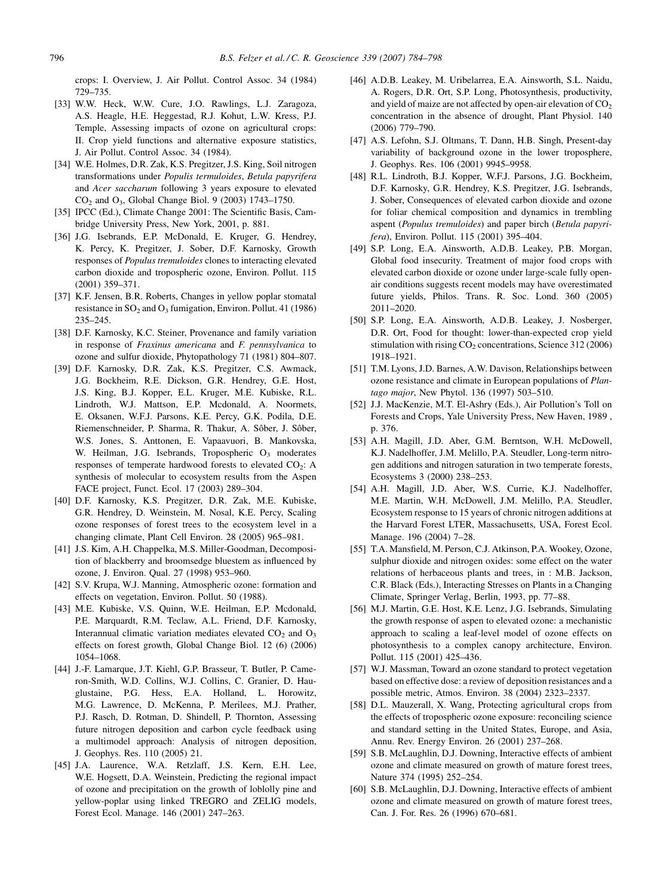crops: I. Overview, J. Air Pollut. Control Assoc. 34 (1984) 729–735.

[33] W.W. Heck, W.W. Cure, J.O. Rawlings, L.J. Zaragoza, A.S. Heagle, H.E. Heggestad, R.J. Kohut, L.W. Kress, P.J. Temple, Assessing impacts of ozone on agricultural crops: II. Crop yield functions and alternative exposure statistics, J. Air Pollut. Control Assoc. 34 (1984).

[34] W.E. Holmes, D.R. Zak, K.S. Pregitzer, J.S. King, Soil nitrogen transformations under *Populis termuloides*, *Betula papyrifera* and *Acer saccharum* following 3 years exposure to elevated $CO_2$ and $O_3$, Global Change Biol. 9 (2003) 1743–1750.

[35] IPCC (Ed.), Climate Change 2001: The Scientific Basis, Cambridge University Press, New York, 2001, p. 881.

[36] J.G. Isebrands, E.P. McDonald, E. Kruger, G. Hendrey, K. Percy, K. Pregitzer, J. Sober, D.F. Karnosky, Growth responses of *Populus tremuloides* clones to interacting elevated carbon dioxide and tropospheric ozone, Environ. Pollut. 115 (2001) 359–371.

[37] K.F. Jensen, B.R. Roberts, Changes in yellow poplar stomatal resistance in $SO_2$ and $O_3$ fumigation, Environ. Pollut. 41 (1986) 235–245.

[38] D.F. Karnosky, K.C. Steiner, Provenance and family variation in response of *Fraxinus americana* and *F. pennsylvanica* to ozone and sulfur dioxide, Phytopathology 71 (1981) 804–807.

[39] D.F. Karnosky, D.R. Zak, K.S. Pregitzer, C.S. Awmack, J.G. Bockheim, R.E. Dickson, G.R. Hendrey, G.E. Host, J.S. King, B.J. Kopper, E.L. Kruger, M.E. Kubiske, R.L. Lindroth, W.J. Mattson, E.P. Mcdonald, A. Noormets, E. Oksanen, W.F.J. Parsons, K.E. Percy, G.K. Podila, D.E. Riemenschneider, P. Sharma, R. Thakur, A. Sôber, J. Sôber, W.S. Jones, S. Anttonen, E. Vapaavuori, B. Mankovska, W. Heilman, J.G. Isebrands, Tropospheric $O_3$ moderates responses of temperate hardwood forests to elevated $CO_2$: A synthesis of molecular to ecosystem results from the Aspen FACE project, Funct. Ecol. 17 (2003) 289–304.

[40] D.F. Karnosky, K.S. Pregitzer, D.R. Zak, M.E. Kubiske, G.R. Hendrey, D. Weinstein, M. Nosal, K.E. Percy, Scaling ozone responses of forest trees to the ecosystem level in a changing climate, Plant Cell Environ. 28 (2005) 965–981.

[41] J.S. Kim, A.H. Chappelka, M.S. Miller-Goodman, Decomposition of blackberry and broomsedge bluestem as influenced by ozone, J. Environ. Qual. 27 (1998) 953–960.

[42] S.V. Krupa, W.J. Manning, Atmospheric ozone: formation and effects on vegetation, Environ. Pollut. 50 (1988).

[43] M.E. Kubiske, V.S. Quinn, W.E. Heilman, E.P. Mcdonald, P.E. Marquardt, R.M. Teclaw, A.L. Friend, D.F. Karnosky, Interannual climatic variation mediates elevated $CO_2$ and $O_3$ effects on forest growth, Global Change Biol. 12 (6) (2006) 1054–1068.

[44] J.-F. Lamarque, J.T. Kiehl, G.P. Brasseur, T. Butler, P. Cameron-Smith, W.D. Collins, W.J. Collins, C. Granier, D. Hauglustaine, P.G. Hess, E.A. Holland, L. Horowitz, M.G. Lawrence, D. McKenna, P. Merilees, M.J. Prather, P.J. Rasch, D. Rotman, D. Shindell, P. Thornton, Assessing future nitrogen deposition and carbon cycle feedback using a multimodel approach: Analysis of nitrogen deposition, J. Geophys. Res. 110 (2005) 21.

[45] J.A. Laurence, W.A. Retzlaff, J.S. Kern, E.H. Lee, W.E. Hogsett, D.A. Weinstein, Predicting the regional impact of ozone and precipitation on the growth of loblolly pine and yellow-poplar using linked TREGRO and ZELIG models, Forest Ecol. Manage. 146 (2001) 247–263.

[46] A.D.B. Leakey, M. Uribelarrea, E.A. Ainsworth, S.L. Naidu, A. Rogers, D.R. Ort, S.P. Long, Photosynthesis, productivity, and yield of maize are not affected by open-air elevation of $CO_2$ concentration in the absence of drought, Plant Physiol. 140 (2006) 779–790.

[47] A.S. Lefohn, S.J. Oltmans, T. Dann, H.B. Singh, Present-day variability of background ozone in the lower troposphere, J. Geophys. Res. 106 (2001) 9945–9958.

[48] R.L. Lindroth, B.J. Kopper, W.F.J. Parsons, J.G. Bockheim, D.F. Karnosky, G.R. Hendrey, K.S. Pregitzer, J.G. Isebrands, J. Sober, Consequences of elevated carbon dioxide and ozone for foliar chemical composition and dynamics in trembling aspent (*Populus tremuloides*) and paper birch (*Betula papyrifera*), Environ. Pollut. 115 (2001) 395–404.

[49] S.P. Long, E.A. Ainsworth, A.D.B. Leakey, P.B. Morgan, Global food insecurity. Treatment of major food crops with elevated carbon dioxide or ozone under large-scale fully open-air conditions suggests recent models may have overestimated future yields, Philos. Trans. R. Soc. Lond. 360 (2005) 2011–2020.

[50] S.P. Long, E.A. Ainsworth, A.D.B. Leakey, J. Nosberger, D.R. Ort, Food for thought: lower-than-expected crop yield stimulation with rising $CO_2$ concentrations, Science 312 (2006) 1918–1921.

[51] T.M. Lyons, J.D. Barnes, A.W. Davison, Relationships between ozone resistance and climate in European populations of *Plantago major*, New Phytol. 136 (1997) 503–510.

[52] J.J. MacKenzie, M.T. El-Ashry (Eds.), Air Pollution's Toll on Forests and Crops, Yale University Press, New Haven, 1989 , p. 376.

[53] A.H. Magill, J.D. Aber, G.M. Berntson, W.H. McDowell, K.J. Nadelhoffer, J.M. Melillo, P.A. Steudler, Long-term nitrogen additions and nitrogen saturation in two temperate forests, Ecosystems 3 (2000) 238–253.

[54] A.H. Magill, J.D. Aber, W.S. Currie, K.J. Nadelhoffer, M.E. Martin, W.H. McDowell, J.M. Melillo, P.A. Steudler, Ecosystem response to 15 years of chronic nitrogen additions at the Harvard Forest LTER, Massachusetts, USA, Forest Ecol. Manage. 196 (2004) 7–28.

[55] T.A. Mansfield, M. Person, C.J. Atkinson, P.A. Wookey, Ozone, sulphur dioxide and nitrogen oxides: some effect on the water relations of herbaceous plants and trees, in : M.B. Jackson, C.R. Black (Eds.), Interacting Stresses on Plants in a Changing Climate, Springer Verlag, Berlin, 1993, pp. 77–88.

[56] M.J. Martin, G.E. Host, K.E. Lenz, J.G. Isebrands, Simulating the growth response of aspen to elevated ozone: a mechanistic approach to scaling a leaf-level model of ozone effects on photosynthesis to a complex canopy architecture, Environ. Pollut. 115 (2001) 425–436.

[57] W.J. Massman, Toward an ozone standard to protect vegetation based on effective dose: a review of deposition resistances and a possible metric, Atmos. Environ. 38 (2004) 2323–2337.

[58] D.L. Mauzerall, X. Wang, Protecting agricultural crops from the effects of tropospheric ozone exposure: reconciling science and standard setting in the United States, Europe, and Asia, Annu. Rev. Energy Environ. 26 (2001) 237–268.

[59] S.B. McLaughlin, D.J. Downing, Interactive effects of ambient ozone and climate measured on growth of mature forest trees, Nature 374 (1995) 252–254.

[60] S.B. McLaughlin, D.J. Downing, Interactive effects of ambient ozone and climate measured on growth of mature forest trees, Can. J. For. Res. 26 (1996) 670–681.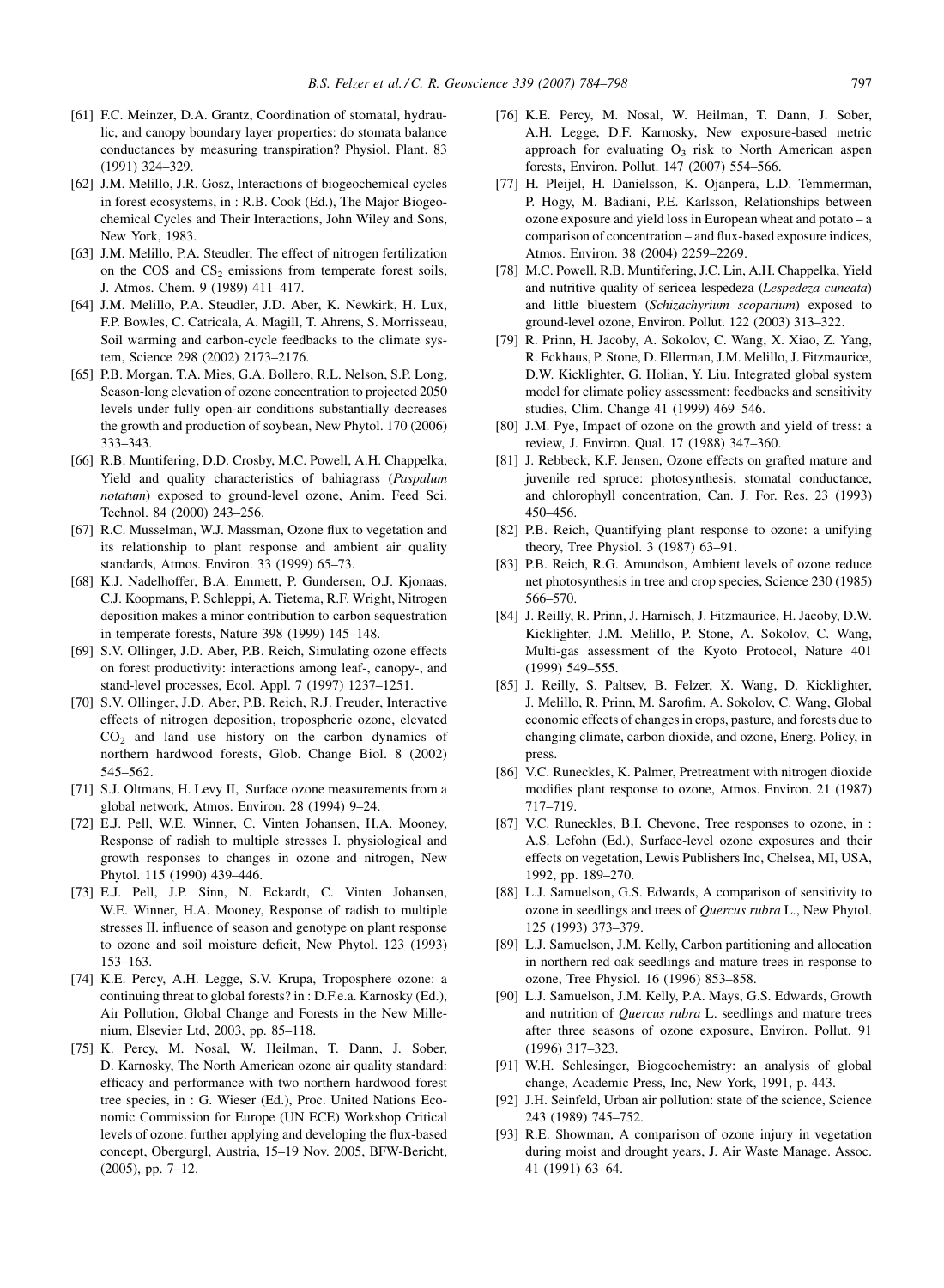[61] F.C. Meinzer, D.A. Grantz, Coordination of stomatal, hydraulic, and canopy boundary layer properties: do stomata balance conductances by measuring transpiration? Physiol. Plant. 83 (1991) 324–329.

[62] J.M. Melillo, J.R. Gosz, Interactions of biogeochemical cycles in forest ecosystems, in : R.B. Cook (Ed.), The Major Biogeochemical Cycles and Their Interactions, John Wiley and Sons, New York, 1983.

[63] J.M. Melillo, P.A. Steudler, The effect of nitrogen fertilization on the COS and $CS_2$ emissions from temperate forest soils, J. Atmos. Chem. 9 (1989) 411–417.

[64] J.M. Melillo, P.A. Steudler, J.D. Aber, K. Newkirk, H. Lux, F.P. Bowles, C. Catricala, A. Magill, T. Ahrens, S. Morrisseau, Soil warming and carbon-cycle feedbacks to the climate system, Science 298 (2002) 2173–2176.

[65] P.B. Morgan, T.A. Mies, G.A. Bollero, R.L. Nelson, S.P. Long, Season-long elevation of ozone concentration to projected 2050 levels under fully open-air conditions substantially decreases the growth and production of soybean, New Phytol. 170 (2006) 333–343.

[66] R.B. Muntifering, D.D. Crosby, M.C. Powell, A.H. Chappelka, Yield and quality characteristics of bahiagrass (*Paspalum notatum*) exposed to ground-level ozone, Anim. Feed Sci. Technol. 84 (2000) 243–256.

[67] R.C. Musselman, W.J. Massman, Ozone flux to vegetation and its relationship to plant response and ambient air quality standards, Atmos. Environ. 33 (1999) 65–73.

[68] K.J. Nadelhoffer, B.A. Emmett, P. Gundersen, O.J. Kjonaas, C.J. Koopmans, P. Schleppi, A. Tietema, R.F. Wright, Nitrogen deposition makes a minor contribution to carbon sequestration in temperate forests, Nature 398 (1999) 145–148.

[69] S.V. Ollinger, J.D. Aber, P.B. Reich, Simulating ozone effects on forest productivity: interactions among leaf-, canopy-, and stand-level processes, Ecol. Appl. 7 (1997) 1237–1251.

[70] S.V. Ollinger, J.D. Aber, P.B. Reich, R.J. Freuder, Interactive effects of nitrogen deposition, tropospheric ozone, elevated $CO_2$ and land use history on the carbon dynamics of northern hardwood forests, Glob. Change Biol. 8 (2002) 545–562.

[71] S.J. Oltmans, H. Levy II, Surface ozone measurements from a global network, Atmos. Environ. 28 (1994) 9–24.

[72] E.J. Pell, W.E. Winner, C. Vinten Johansen, H.A. Mooney, Response of radish to multiple stresses I. physiological and growth responses to changes in ozone and nitrogen, New Phytol. 115 (1990) 439–446.

[73] E.J. Pell, J.P. Sinn, N. Eckardt, C. Vinten Johansen, W.E. Winner, H.A. Mooney, Response of radish to multiple stresses II. influence of season and genotype on plant response to ozone and soil moisture deficit, New Phytol. 123 (1993) 153–163.

[74] K.E. Percy, A.H. Legge, S.V. Krupa, Troposphere ozone: a continuing threat to global forests? in : D.F.e.a. Karnosky (Ed.), Air Pollution, Global Change and Forests in the New Millenium, Elsevier Ltd, 2003, pp. 85–118.

[75] K. Percy, M. Nosal, W. Heilman, T. Dann, J. Sober, D. Karnosky, The North American ozone air quality standard: efficacy and performance with two northern hardwood forest tree species, in : G. Wieser (Ed.), Proc. United Nations Economic Commission for Europe (UN ECE) Workshop Critical levels of ozone: further applying and developing the flux-based concept, Obergurgl, Austria, 15–19 Nov. 2005, BFW-Bericht, (2005), pp. 7–12.

[76] K.E. Percy, M. Nosal, W. Heilman, T. Dann, J. Sober, A.H. Legge, D.F. Karnosky, New exposure-based metric approach for evaluating $O_3$ risk to North American aspen forests, Environ. Pollut. 147 (2007) 554–566.

[77] H. Pleijel, H. Danielsson, K. Ojanpera, L.D. Temmerman, P. Hogy, M. Badiani, P.E. Karlsson, Relationships between ozone exposure and yield loss in European wheat and potato – a comparison of concentration – and flux-based exposure indices, Atmos. Environ. 38 (2004) 2259–2269.

[78] M.C. Powell, R.B. Muntifering, J.C. Lin, A.H. Chappelka, Yield and nutritive quality of sericea lespedeza (*Lespedeza cuneata*) and little bluestem (*Schizachyrium scoparium*) exposed to ground-level ozone, Environ. Pollut. 122 (2003) 313–322.

[79] R. Prinn, H. Jacoby, A. Sokolov, C. Wang, X. Xiao, Z. Yang, R. Eckhaus, P. Stone, D. Ellerman, J.M. Melillo, J. Fitzmaurice, D.W. Kicklighter, G. Holian, Y. Liu, Integrated global system model for climate policy assessment: feedbacks and sensitivity studies, Clim. Change 41 (1999) 469–546.

[80] J.M. Pye, Impact of ozone on the growth and yield of tress: a review, J. Environ. Qual. 17 (1988) 347–360.

[81] J. Rebbeck, K.F. Jensen, Ozone effects on grafted mature and juvenile red spruce: photosynthesis, stomatal conductance, and chlorophyll concentration, Can. J. For. Res. 23 (1993) 450–456.

[82] P.B. Reich, Quantifying plant response to ozone: a unifying theory, Tree Physiol. 3 (1987) 63–91.

[83] P.B. Reich, R.G. Amundson, Ambient levels of ozone reduce net photosynthesis in tree and crop species, Science 230 (1985) 566–570.

[84] J. Reilly, R. Prinn, J. Harnisch, J. Fitzmaurice, H. Jacoby, D.W. Kicklighter, J.M. Melillo, P. Stone, A. Sokolov, C. Wang, Multi-gas assessment of the Kyoto Protocol, Nature 401 (1999) 549–555.

[85] J. Reilly, S. Paltsev, B. Felzer, X. Wang, D. Kicklighter, J. Melillo, R. Prinn, M. Sarofim, A. Sokolov, C. Wang, Global economic effects of changes in crops, pasture, and forests due to changing climate, carbon dioxide, and ozone, Energ. Policy, in press.

[86] V.C. Runeckles, K. Palmer, Pretreatment with nitrogen dioxide modifies plant response to ozone, Atmos. Environ. 21 (1987) 717–719.

[87] V.C. Runeckles, B.I. Chevone, Tree responses to ozone, in : A.S. Lefohn (Ed.), Surface-level ozone exposures and their effects on vegetation, Lewis Publishers Inc, Chelsea, MI, USA, 1992, pp. 189–270.

[88] L.J. Samuelson, G.S. Edwards, A comparison of sensitivity to ozone in seedlings and trees of *Quercus rubra* L., New Phytol. 125 (1993) 373–379.

[89] L.J. Samuelson, J.M. Kelly, Carbon partitioning and allocation in northern red oak seedlings and mature trees in response to ozone, Tree Physiol. 16 (1996) 853–858.

[90] L.J. Samuelson, J.M. Kelly, P.A. Mays, G.S. Edwards, Growth and nutrition of *Quercus rubra* L. seedlings and mature trees after three seasons of ozone exposure, Environ. Pollut. 91 (1996) 317–323.

[91] W.H. Schlesinger, Biogeochemistry: an analysis of global change, Academic Press, Inc, New York, 1991, p. 443.

[92] J.H. Seinfeld, Urban air pollution: state of the science, Science 243 (1989) 745–752.

[93] R.E. Showman, A comparison of ozone injury in vegetation during moist and drought years, J. Air Waste Manage. Assoc. 41 (1991) 63–64.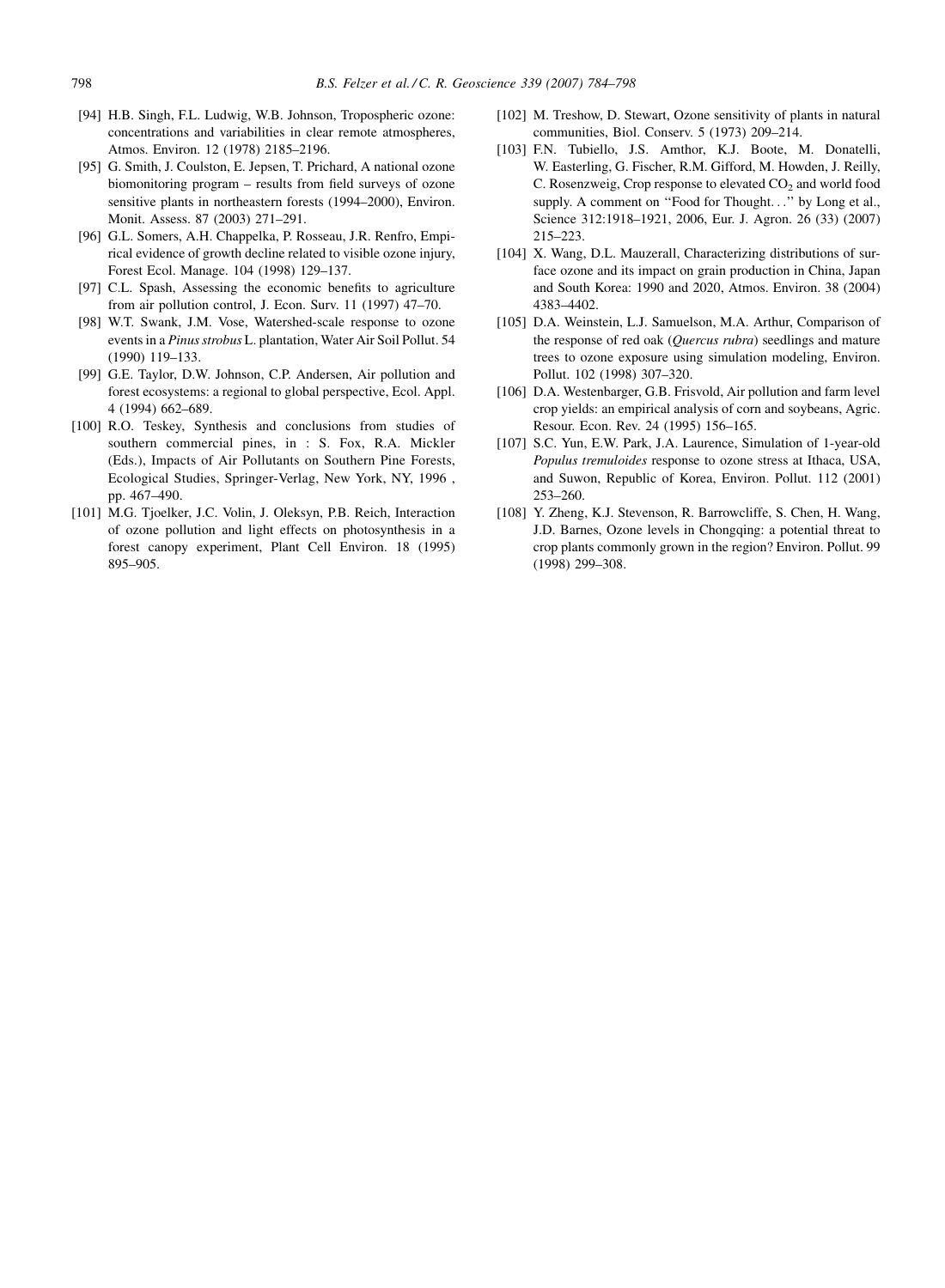[94] H.B. Singh, F.L. Ludwig, W.B. Johnson, Tropospheric ozone: concentrations and variabilities in clear remote atmospheres, Atmos. Environ. 12 (1978) 2185–2196.

[95] G. Smith, J. Coulston, E. Jepsen, T. Prichard, A national ozone biomonitoring program – results from field surveys of ozone sensitive plants in northeastern forests (1994–2000), Environ. Monit. Assess. 87 (2003) 271–291.

[96] G.L. Somers, A.H. Chappelka, P. Rosseau, J.R. Renfro, Empirical evidence of growth decline related to visible ozone injury, Forest Ecol. Manage. 104 (1998) 129–137.

[97] C.L. Spash, Assessing the economic benefits to agriculture from air pollution control, J. Econ. Surv. 11 (1997) 47–70.

[98] W.T. Swank, J.M. Vose, Watershed-scale response to ozone events in a *Pinus strobus* L. plantation, Water Air Soil Pollut. 54 (1990) 119–133.

[99] G.E. Taylor, D.W. Johnson, C.P. Andersen, Air pollution and forest ecosystems: a regional to global perspective, Ecol. Appl. 4 (1994) 662–689.

[100] R.O. Teskey, Synthesis and conclusions from studies of southern commercial pines, in : S. Fox, R.A. Mickler (Eds.), Impacts of Air Pollutants on Southern Pine Forests, Ecological Studies, Springer-Verlag, New York, NY, 1996 , pp. 467–490.

[101] M.G. Tjoelker, J.C. Volin, J. Oleksyn, P.B. Reich, Interaction of ozone pollution and light effects on photosynthesis in a forest canopy experiment, Plant Cell Environ. 18 (1995) 895–905.

[102] M. Treshow, D. Stewart, Ozone sensitivity of plants in natural communities, Biol. Conserv. 5 (1973) 209–214.

[103] F.N. Tubiello, J.S. Amthor, K.J. Boote, M. Donatelli, W. Easterling, G. Fischer, R.M. Gifford, M. Howden, J. Reilly, C. Rosenzweig, Crop response to elevated $CO_2$ and world food supply. A comment on "Food for Thought…" by Long et al., Science 312:1918–1921, 2006, Eur. J. Agron. 26 (33) (2007) 215–223.

[104] X. Wang, D.L. Mauzerall, Characterizing distributions of surface ozone and its impact on grain production in China, Japan and South Korea: 1990 and 2020, Atmos. Environ. 38 (2004) 4383–4402.

[105] D.A. Weinstein, L.J. Samuelson, M.A. Arthur, Comparison of the response of red oak (*Quercus rubra*) seedlings and mature trees to ozone exposure using simulation modeling, Environ. Pollut. 102 (1998) 307–320.

[106] D.A. Westenbarger, G.B. Frisvold, Air pollution and farm level crop yields: an empirical analysis of corn and soybeans, Agric. Resour. Econ. Rev. 24 (1995) 156–165.

[107] S.C. Yun, E.W. Park, J.A. Laurence, Simulation of 1-year-old *Populus tremuloides* response to ozone stress at Ithaca, USA, and Suwon, Republic of Korea, Environ. Pollut. 112 (2001) 253–260.

[108] Y. Zheng, K.J. Stevenson, R. Barrowcliffe, S. Chen, H. Wang, J.D. Barnes, Ozone levels in Chongqing: a potential threat to crop plants commonly grown in the region? Environ. Pollut. 99 (1998) 299–308.